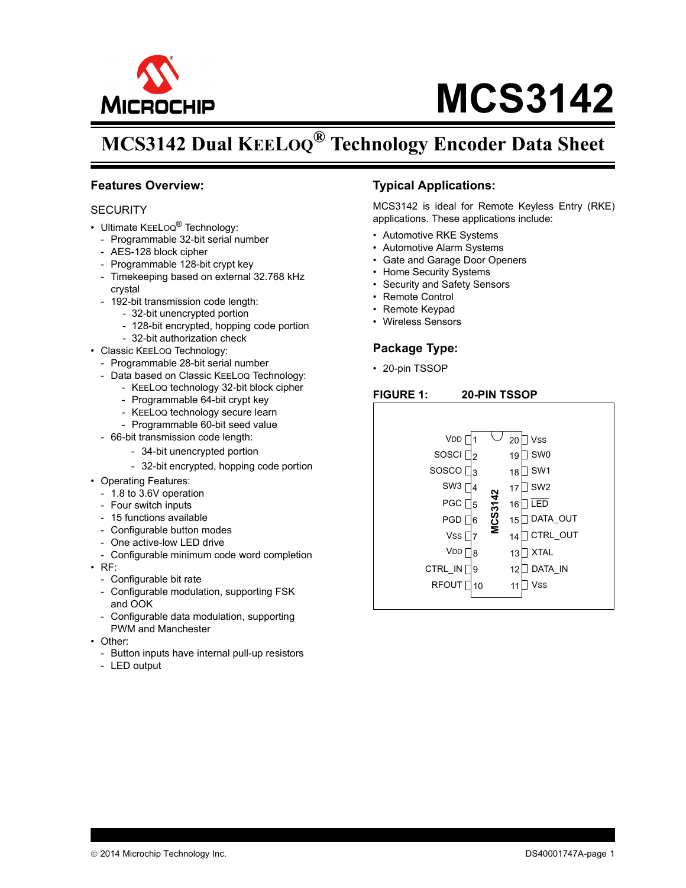# MCS3142

## MCS3142 Dual KEELOQ® Technology Encoder Data Sheet

### Features Overview:

#### SECURITY

- Ultimate KEELOQ® Technology:
  - Programmable 32-bit serial number
  - AES-128 block cipher
  - Programmable 128-bit crypt key
  - Timekeeping based on external 32.768 kHz crystal
  - 192-bit transmission code length:
    - 32-bit unencrypted portion
    - 128-bit encrypted, hopping code portion
    - 32-bit authorization check
- Classic KEELOQ Technology:
  - Programmable 28-bit serial number
  - Data based on Classic KEELOQ Technology:
    - KEELOQ technology 32-bit block cipher
    - Programmable 64-bit crypt key
    - KEELOQ technology secure learn
    - Programmable 60-bit seed value
  - 66-bit transmission code length:
    - 34-bit unencrypted portion
    - 32-bit encrypted, hopping code portion
- Operating Features:
  - 1.8 to 3.6V operation
  - Four switch inputs
  - 15 functions available
  - Configurable button modes
  - One active-low LED drive
  - Configurable minimum code word completion
- RF:
  - Configurable bit rate
  - Configurable modulation, supporting FSK and OOK
  - Configurable data modulation, supporting PWM and Manchester
- Other:
  - Button inputs have internal pull-up resistors
  - LED output

### Typical Applications:

MCS3142 is ideal for Remote Keyless Entry (RKE) applications. These applications include:

- Automotive RKE Systems
- Automotive Alarm Systems
- Gate and Garage Door Openers
- Home Security Systems
- Security and Safety Sensors
- Remote Control
- Remote Keypad
- Wireless Sensors

### Package Type:

- 20-pin TSSOP

**FIGURE 1: 20-PIN TSSOP**

| Pin | Name | Pin | Name |
|---|---|---|---|
| 1 | VDD | 20 | VSS |
| 2 | SOSCI | 19 | SW0 |
| 3 | SOSCO | 18 | SW1 |
| 4 | SW3 | 17 | SW2 |
| 5 | PGC | 16 | LED (active-low) |
| 6 | PGD | 15 | DATA_OUT |
| 7 | VSS | 14 | CTRL_OUT |
| 8 | VDD | 13 | XTAL |
| 9 | CTRL_IN | 12 | DATA_IN |
| 10 | RFOUT | 11 | VSS |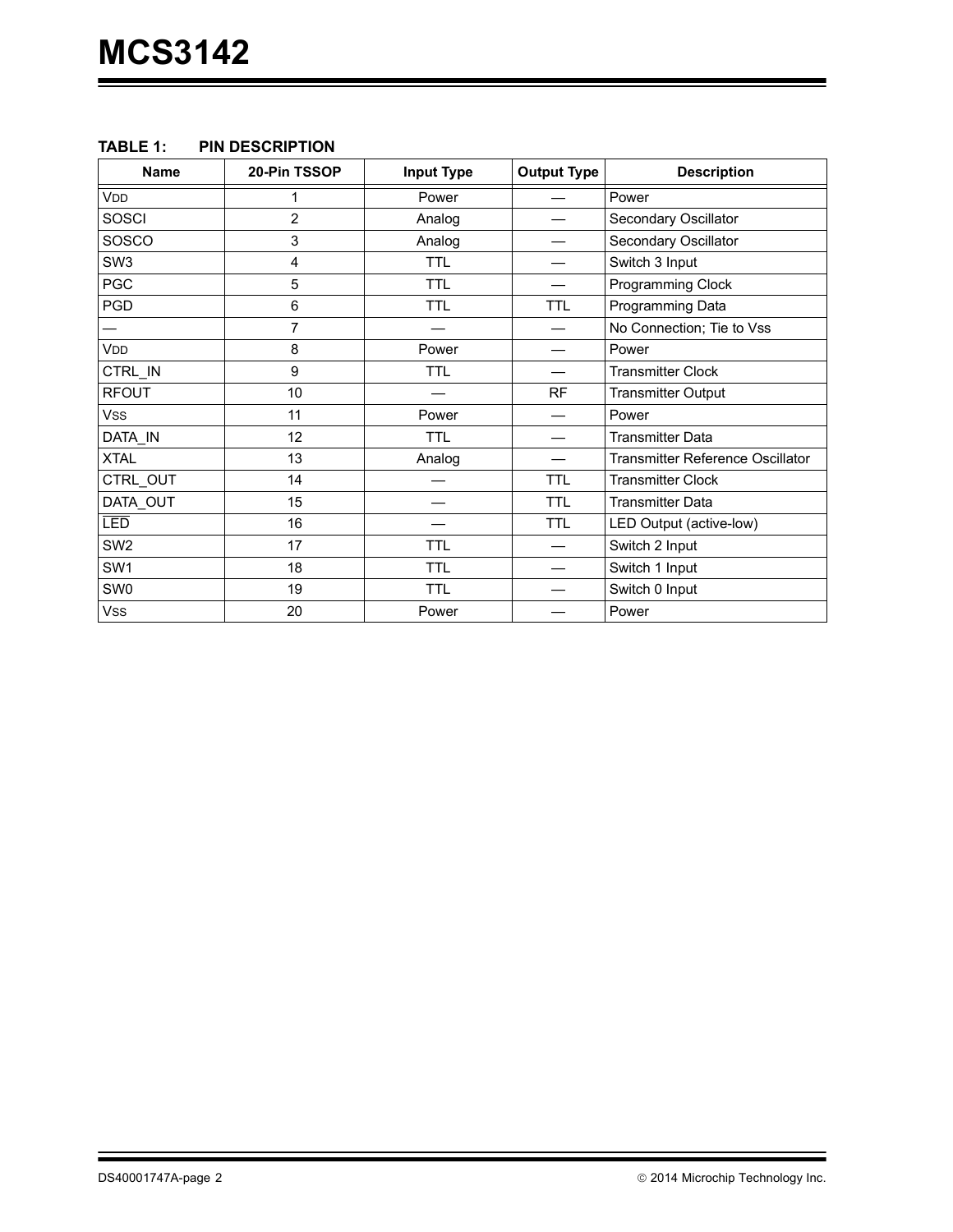**TABLE 1: PIN DESCRIPTION**

| Name | 20-Pin TSSOP | Input Type | Output Type | Description |
|---|---|---|---|---|
| VDD | 1 | Power | — | Power |
| SOSCI | 2 | Analog | — | Secondary Oscillator |
| SOSCO | 3 | Analog | — | Secondary Oscillator |
| SW3 | 4 | TTL | — | Switch 3 Input |
| PGC | 5 | TTL | — | Programming Clock |
| PGD | 6 | TTL | TTL | Programming Data |
| — | 7 | — | — | No Connection; Tie to Vss |
| VDD | 8 | Power | — | Power |
| CTRL_IN | 9 | TTL | — | Transmitter Clock |
| RFOUT | 10 | — | RF | Transmitter Output |
| VSS | 11 | Power | — | Power |
| DATA_IN | 12 | TTL | — | Transmitter Data |
| XTAL | 13 | Analog | — | Transmitter Reference Oscillator |
| CTRL_OUT | 14 | — | TTL | Transmitter Clock |
| DATA_OUT | 15 | — | TTL | Transmitter Data |
| $\overline{\text{LED}}$ | 16 | — | TTL | LED Output (active-low) |
| SW2 | 17 | TTL | — | Switch 2 Input |
| SW1 | 18 | TTL | — | Switch 1 Input |
| SW0 | 19 | TTL | — | Switch 0 Input |
| VSS | 20 | Power | — | Power |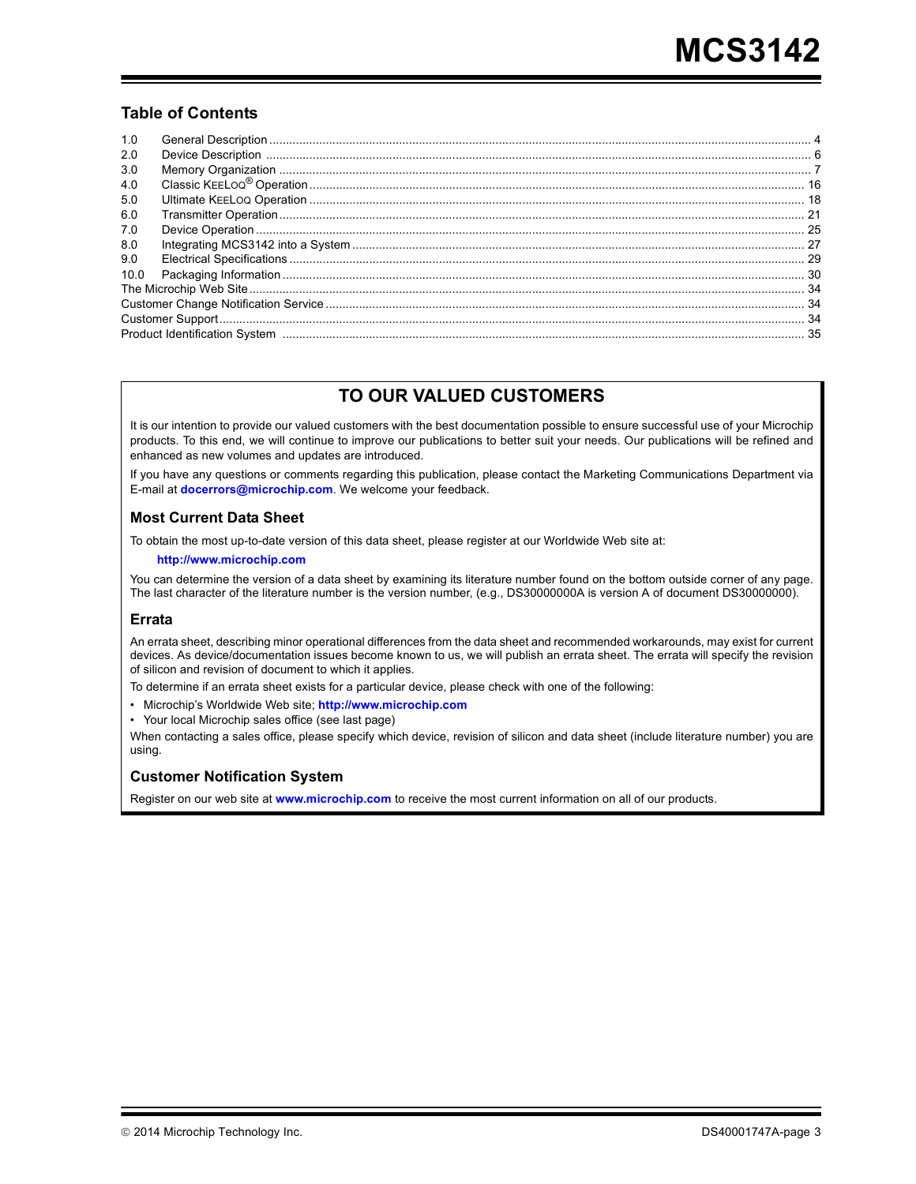## Table of Contents

| | | |
|---|---|---|
| 1.0 | General Description | 4 |
| 2.0 | Device Description | 6 |
| 3.0 | Memory Organization | 7 |
| 4.0 | Classic KEELOQ® Operation | 16 |
| 5.0 | Ultimate KEELOQ Operation | 18 |
| 6.0 | Transmitter Operation | 21 |
| 7.0 | Device Operation | 25 |
| 8.0 | Integrating MCS3142 into a System | 27 |
| 9.0 | Electrical Specifications | 29 |
| 10.0 | Packaging Information | 30 |
| | The Microchip Web Site | 34 |
| | Customer Change Notification Service | 34 |
| | Customer Support | 34 |
| | Product Identification System | 35 |

## TO OUR VALUED CUSTOMERS

It is our intention to provide our valued customers with the best documentation possible to ensure successful use of your Microchip products. To this end, we will continue to improve our publications to better suit your needs. Our publications will be refined and enhanced as new volumes and updates are introduced.

If you have any questions or comments regarding this publication, please contact the Marketing Communications Department via E-mail at **docerrors@microchip.com**. We welcome your feedback.

### Most Current Data Sheet

To obtain the most up-to-date version of this data sheet, please register at our Worldwide Web site at:

**http://www.microchip.com**

You can determine the version of a data sheet by examining its literature number found on the bottom outside corner of any page. The last character of the literature number is the version number, (e.g., DS30000000A is version A of document DS30000000).

### Errata

An errata sheet, describing minor operational differences from the data sheet and recommended workarounds, may exist for current devices. As device/documentation issues become known to us, we will publish an errata sheet. The errata will specify the revision of silicon and revision of document to which it applies.

To determine if an errata sheet exists for a particular device, please check with one of the following:

- Microchip's Worldwide Web site; **http://www.microchip.com**
- Your local Microchip sales office (see last page)

When contacting a sales office, please specify which device, revision of silicon and data sheet (include literature number) you are using.

### Customer Notification System

Register on our web site at **www.microchip.com** to receive the most current information on all of our products.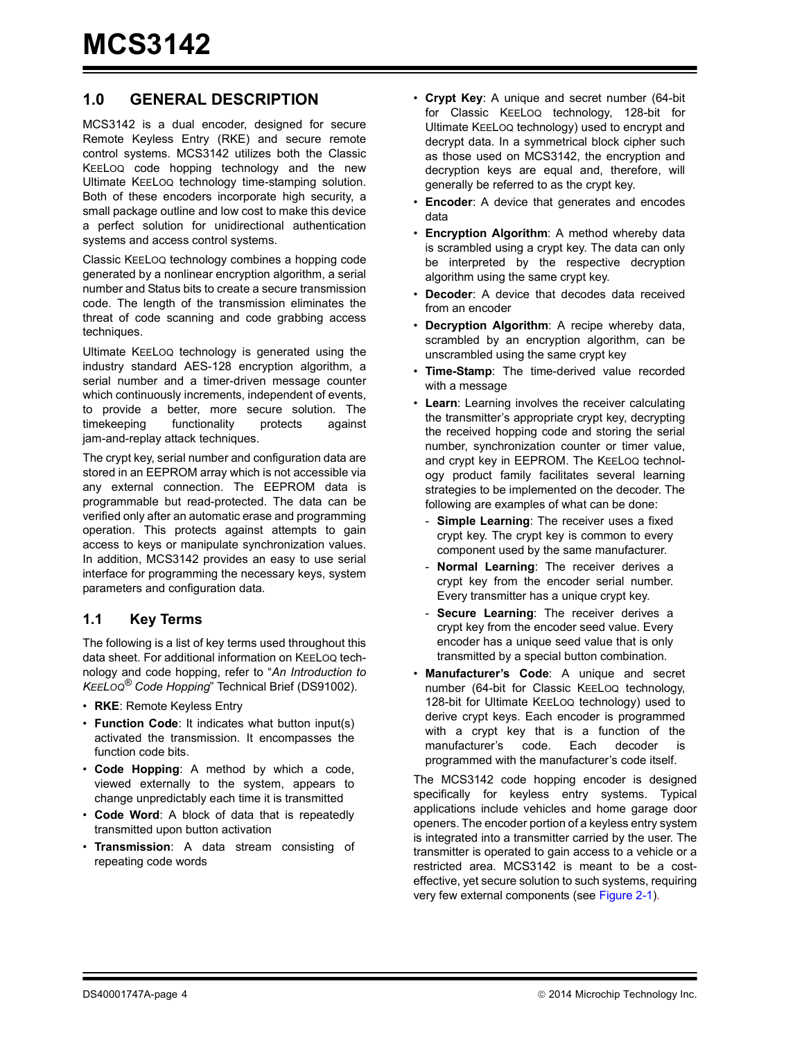## 1.0 GENERAL DESCRIPTION

MCS3142 is a dual encoder, designed for secure Remote Keyless Entry (RKE) and secure remote control systems. MCS3142 utilizes both the Classic KEELOQ code hopping technology and the new Ultimate KEELOQ technology time-stamping solution. Both of these encoders incorporate high security, a small package outline and low cost to make this device a perfect solution for unidirectional authentication systems and access control systems.

Classic KEELOQ technology combines a hopping code generated by a nonlinear encryption algorithm, a serial number and Status bits to create a secure transmission code. The length of the transmission eliminates the threat of code scanning and code grabbing access techniques.

Ultimate KEELOQ technology is generated using the industry standard AES-128 encryption algorithm, a serial number and a timer-driven message counter which continuously increments, independent of events, to provide a better, more secure solution. The timekeeping functionality protects against jam-and-replay attack techniques.

The crypt key, serial number and configuration data are stored in an EEPROM array which is not accessible via any external connection. The EEPROM data is programmable but read-protected. The data can be verified only after an automatic erase and programming operation. This protects against attempts to gain access to keys or manipulate synchronization values. In addition, MCS3142 provides an easy to use serial interface for programming the necessary keys, system parameters and configuration data.

### 1.1 Key Terms

The following is a list of key terms used throughout this data sheet. For additional information on KEELOQ technology and code hopping, refer to "*An Introduction to KEELOQ® Code Hopping*" Technical Brief (DS91002).

- **RKE**: Remote Keyless Entry
- **Function Code**: It indicates what button input(s) activated the transmission. It encompasses the function code bits.
- **Code Hopping**: A method by which a code, viewed externally to the system, appears to change unpredictably each time it is transmitted
- **Code Word**: A block of data that is repeatedly transmitted upon button activation
- **Transmission**: A data stream consisting of repeating code words
- **Crypt Key**: A unique and secret number (64-bit for Classic KEELOQ technology, 128-bit for Ultimate KEELOQ technology) used to encrypt and decrypt data. In a symmetrical block cipher such as those used on MCS3142, the encryption and decryption keys are equal and, therefore, will generally be referred to as the crypt key.
- **Encoder**: A device that generates and encodes data
- **Encryption Algorithm**: A method whereby data is scrambled using a crypt key. The data can only be interpreted by the respective decryption algorithm using the same crypt key.
- **Decoder**: A device that decodes data received from an encoder
- **Decryption Algorithm**: A recipe whereby data, scrambled by an encryption algorithm, can be unscrambled using the same crypt key
- **Time-Stamp**: The time-derived value recorded with a message
- **Learn**: Learning involves the receiver calculating the transmitter's appropriate crypt key, decrypting the received hopping code and storing the serial number, synchronization counter or timer value, and crypt key in EEPROM. The KEELOQ technology product family facilitates several learning strategies to be implemented on the decoder. The following are examples of what can be done:
  - **Simple Learning**: The receiver uses a fixed crypt key. The crypt key is common to every component used by the same manufacturer.
  - **Normal Learning**: The receiver derives a crypt key from the encoder serial number. Every transmitter has a unique crypt key.
  - **Secure Learning**: The receiver derives a crypt key from the encoder seed value. Every encoder has a unique seed value that is only transmitted by a special button combination.
- **Manufacturer's Code**: A unique and secret number (64-bit for Classic KEELOQ technology, 128-bit for Ultimate KEELOQ technology) used to derive crypt keys. Each encoder is programmed with a crypt key that is a function of the manufacturer's code. Each decoder is programmed with the manufacturer's code itself.

The MCS3142 code hopping encoder is designed specifically for keyless entry systems. Typical applications include vehicles and home garage door openers. The encoder portion of a keyless entry system is integrated into a transmitter carried by the user. The transmitter is operated to gain access to a vehicle or a restricted area. MCS3142 is meant to be a cost-effective, yet secure solution to such systems, requiring very few external components (see Figure 2-1).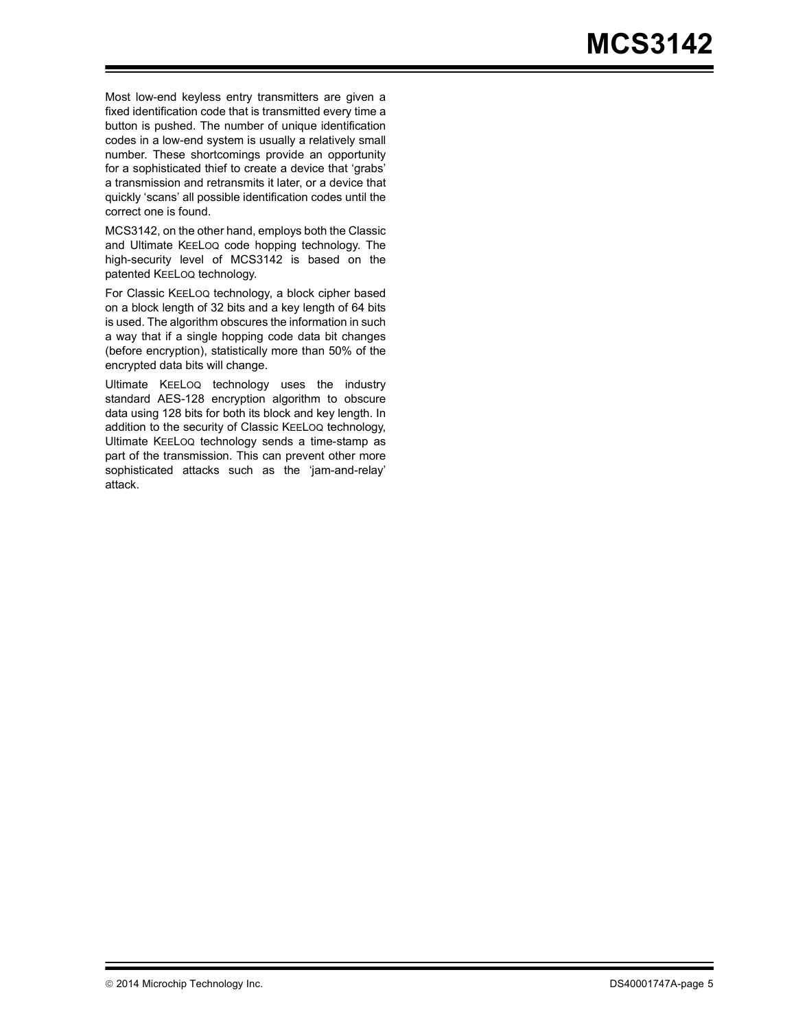Most low-end keyless entry transmitters are given a fixed identification code that is transmitted every time a button is pushed. The number of unique identification codes in a low-end system is usually a relatively small number. These shortcomings provide an opportunity for a sophisticated thief to create a device that 'grabs' a transmission and retransmits it later, or a device that quickly 'scans' all possible identification codes until the correct one is found.

MCS3142, on the other hand, employs both the Classic and Ultimate KEELOQ code hopping technology. The high-security level of MCS3142 is based on the patented KEELOQ technology.

For Classic KEELOQ technology, a block cipher based on a block length of 32 bits and a key length of 64 bits is used. The algorithm obscures the information in such a way that if a single hopping code data bit changes (before encryption), statistically more than 50% of the encrypted data bits will change.

Ultimate KEELOQ technology uses the industry standard AES-128 encryption algorithm to obscure data using 128 bits for both its block and key length. In addition to the security of Classic KEELOQ technology, Ultimate KEELOQ technology sends a time-stamp as part of the transmission. This can prevent other more sophisticated attacks such as the 'jam-and-relay' attack.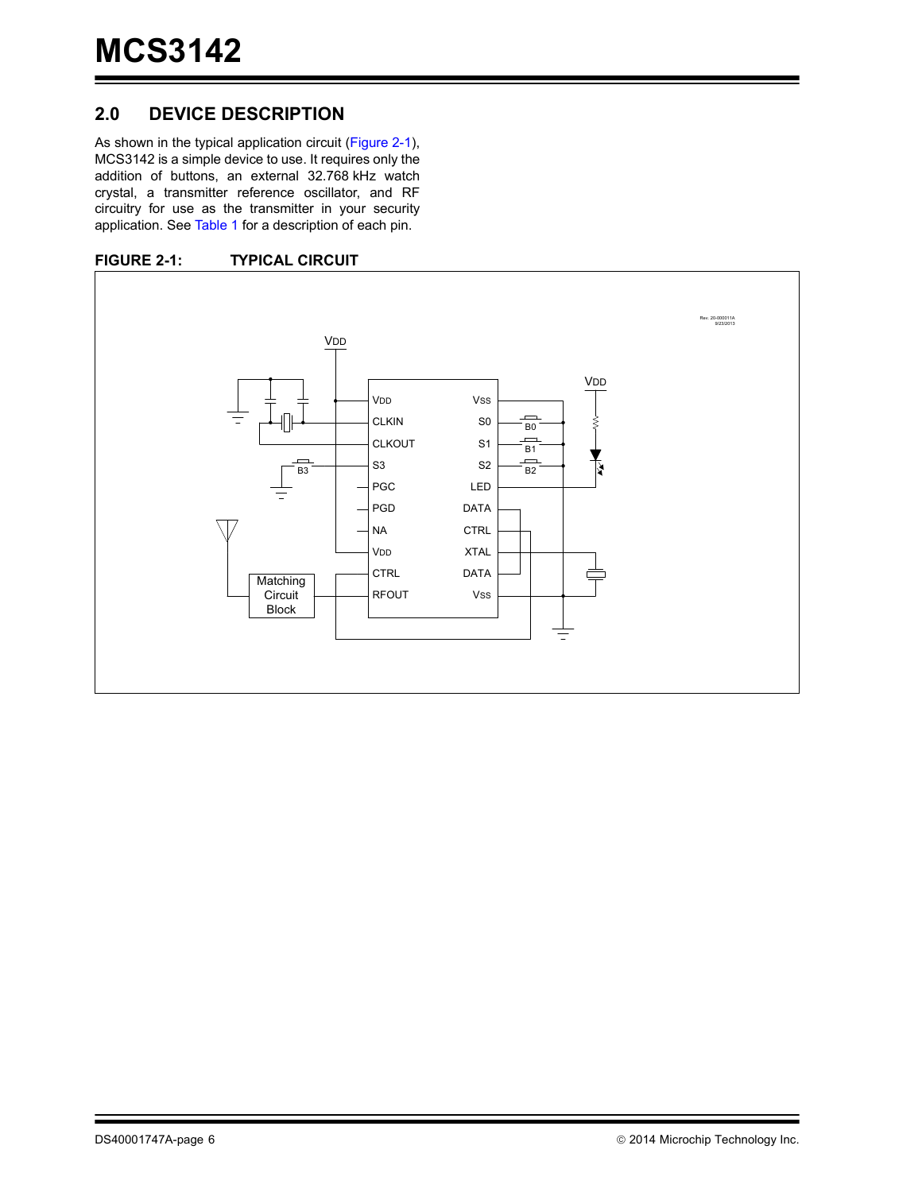## 2.0 DEVICE DESCRIPTION

As shown in the typical application circuit (Figure 2-1), MCS3142 is a simple device to use. It requires only the addition of buttons, an external 32.768 kHz watch crystal, a transmitter reference oscillator, and RF circuitry for use as the transmitter in your security application. See Table 1 for a description of each pin.

**FIGURE 2-1: TYPICAL CIRCUIT**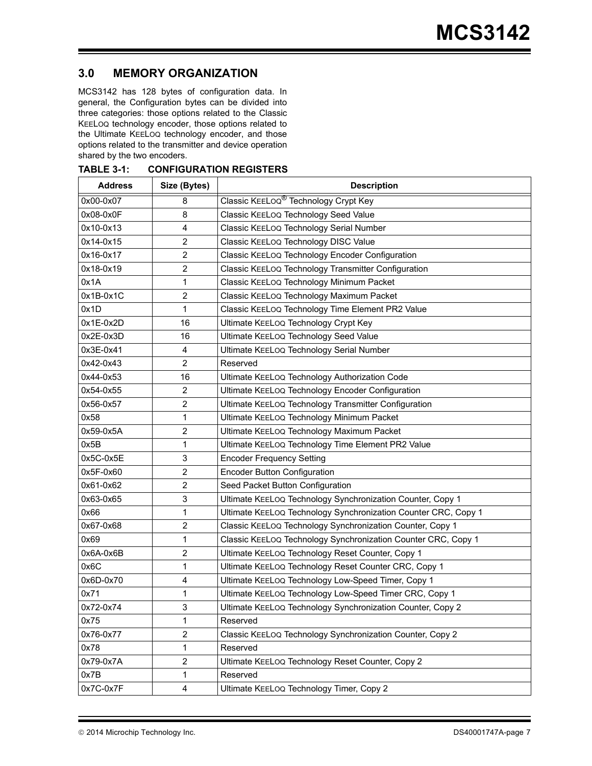## 3.0 MEMORY ORGANIZATION

MCS3142 has 128 bytes of configuration data. In general, the Configuration bytes can be divided into three categories: those options related to the Classic KEELOQ technology encoder, those options related to the Ultimate KEELOQ technology encoder, and those options related to the transmitter and device operation shared by the two encoders.

**TABLE 3-1: CONFIGURATION REGISTERS**

| Address | Size (Bytes) | Description |
|---|---|---|
| 0x00-0x07 | 8 | Classic KEELOQ® Technology Crypt Key |
| 0x08-0x0F | 8 | Classic KEELOQ Technology Seed Value |
| 0x10-0x13 | 4 | Classic KEELOQ Technology Serial Number |
| 0x14-0x15 | 2 | Classic KEELOQ Technology DISC Value |
| 0x16-0x17 | 2 | Classic KEELOQ Technology Encoder Configuration |
| 0x18-0x19 | 2 | Classic KEELOQ Technology Transmitter Configuration |
| 0x1A | 1 | Classic KEELOQ Technology Minimum Packet |
| 0x1B-0x1C | 2 | Classic KEELOQ Technology Maximum Packet |
| 0x1D | 1 | Classic KEELOQ Technology Time Element PR2 Value |
| 0x1E-0x2D | 16 | Ultimate KEELOQ Technology Crypt Key |
| 0x2E-0x3D | 16 | Ultimate KEELOQ Technology Seed Value |
| 0x3E-0x41 | 4 | Ultimate KEELOQ Technology Serial Number |
| 0x42-0x43 | 2 | Reserved |
| 0x44-0x53 | 16 | Ultimate KEELOQ Technology Authorization Code |
| 0x54-0x55 | 2 | Ultimate KEELOQ Technology Encoder Configuration |
| 0x56-0x57 | 2 | Ultimate KEELOQ Technology Transmitter Configuration |
| 0x58 | 1 | Ultimate KEELOQ Technology Minimum Packet |
| 0x59-0x5A | 2 | Ultimate KEELOQ Technology Maximum Packet |
| 0x5B | 1 | Ultimate KEELOQ Technology Time Element PR2 Value |
| 0x5C-0x5E | 3 | Encoder Frequency Setting |
| 0x5F-0x60 | 2 | Encoder Button Configuration |
| 0x61-0x62 | 2 | Seed Packet Button Configuration |
| 0x63-0x65 | 3 | Ultimate KEELOQ Technology Synchronization Counter, Copy 1 |
| 0x66 | 1 | Ultimate KEELOQ Technology Synchronization Counter CRC, Copy 1 |
| 0x67-0x68 | 2 | Classic KEELOQ Technology Synchronization Counter, Copy 1 |
| 0x69 | 1 | Classic KEELOQ Technology Synchronization Counter CRC, Copy 1 |
| 0x6A-0x6B | 2 | Ultimate KEELOQ Technology Reset Counter, Copy 1 |
| 0x6C | 1 | Ultimate KEELOQ Technology Reset Counter CRC, Copy 1 |
| 0x6D-0x70 | 4 | Ultimate KEELOQ Technology Low-Speed Timer, Copy 1 |
| 0x71 | 1 | Ultimate KEELOQ Technology Low-Speed Timer CRC, Copy 1 |
| 0x72-0x74 | 3 | Ultimate KEELOQ Technology Synchronization Counter, Copy 2 |
| 0x75 | 1 | Reserved |
| 0x76-0x77 | 2 | Classic KEELOQ Technology Synchronization Counter, Copy 2 |
| 0x78 | 1 | Reserved |
| 0x79-0x7A | 2 | Ultimate KEELOQ Technology Reset Counter, Copy 2 |
| 0x7B | 1 | Reserved |
| 0x7C-0x7F | 4 | Ultimate KEELOQ Technology Timer, Copy 2 |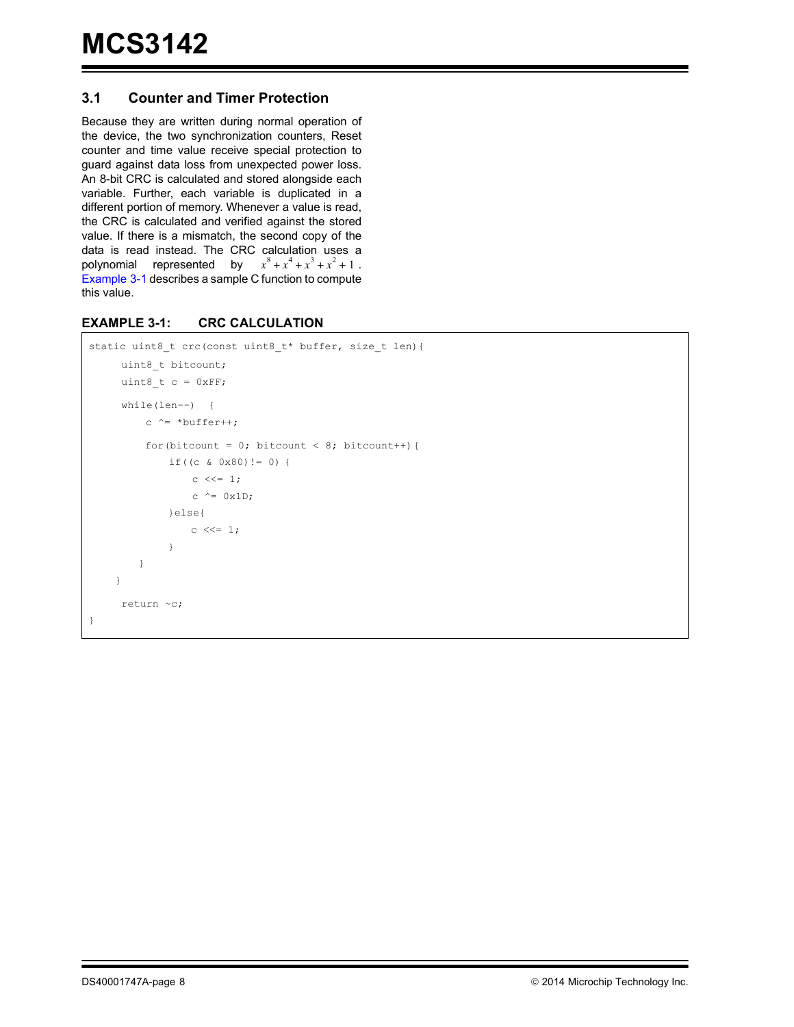## 3.1 Counter and Timer Protection

Because they are written during normal operation of the device, the two synchronization counters, Reset counter and time value receive special protection to guard against data loss from unexpected power loss. An 8-bit CRC is calculated and stored alongside each variable. Further, each variable is duplicated in a different portion of memory. Whenever a value is read, the CRC is calculated and verified against the stored value. If there is a mismatch, the second copy of the data is read instead. The CRC calculation uses a polynomial represented by $x^8 + x^4 + x^3 + x^2 + 1$. Example 3-1 describes a sample C function to compute this value.

### EXAMPLE 3-1: CRC CALCULATION

```
static uint8_t crc(const uint8_t* buffer, size_t len){
     uint8_t bitcount;
     uint8_t c = 0xFF;
     while(len--)  {
         c ^= *buffer++;
         for(bitcount = 0; bitcount < 8; bitcount++){
             if((c & 0x80)!= 0) {
                 c <<= 1;
                 c ^= 0x1D;
             }else{
                 c <<= 1;
             }
         }
     }
     return ~c;
}
```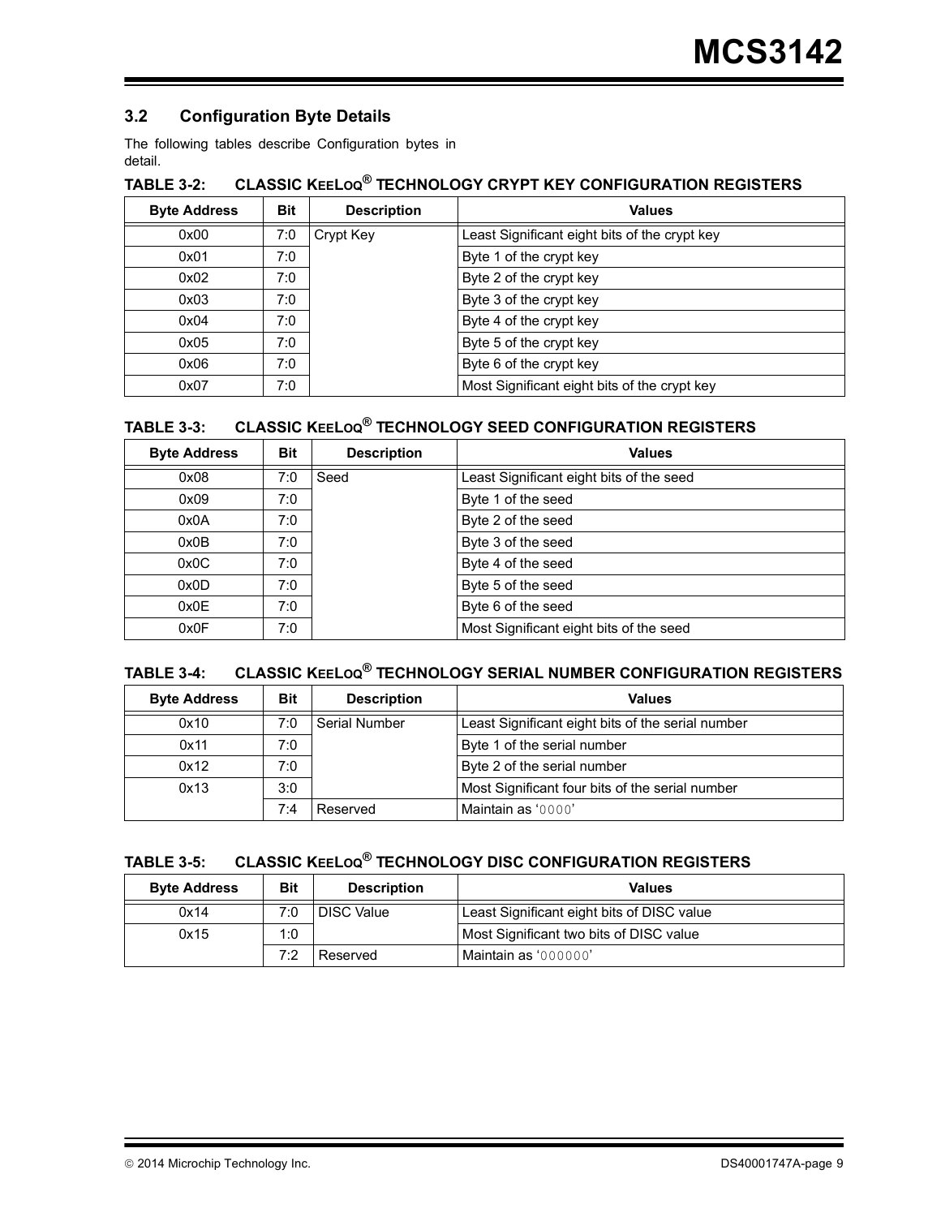## 3.2 Configuration Byte Details

The following tables describe Configuration bytes in detail.

**TABLE 3-2: CLASSIC KEELOQ® TECHNOLOGY CRYPT KEY CONFIGURATION REGISTERS**

| Byte Address | Bit | Description | Values |
|---|---|---|---|
| 0x00 | 7:0 | Crypt Key | Least Significant eight bits of the crypt key |
| 0x01 | 7:0 | | Byte 1 of the crypt key |
| 0x02 | 7:0 | | Byte 2 of the crypt key |
| 0x03 | 7:0 | | Byte 3 of the crypt key |
| 0x04 | 7:0 | | Byte 4 of the crypt key |
| 0x05 | 7:0 | | Byte 5 of the crypt key |
| 0x06 | 7:0 | | Byte 6 of the crypt key |
| 0x07 | 7:0 | | Most Significant eight bits of the crypt key |

**TABLE 3-3: CLASSIC KEELOQ® TECHNOLOGY SEED CONFIGURATION REGISTERS**

| Byte Address | Bit | Description | Values |
|---|---|---|---|
| 0x08 | 7:0 | Seed | Least Significant eight bits of the seed |
| 0x09 | 7:0 | | Byte 1 of the seed |
| 0x0A | 7:0 | | Byte 2 of the seed |
| 0x0B | 7:0 | | Byte 3 of the seed |
| 0x0C | 7:0 | | Byte 4 of the seed |
| 0x0D | 7:0 | | Byte 5 of the seed |
| 0x0E | 7:0 | | Byte 6 of the seed |
| 0x0F | 7:0 | | Most Significant eight bits of the seed |

**TABLE 3-4: CLASSIC KEELOQ® TECHNOLOGY SERIAL NUMBER CONFIGURATION REGISTERS**

| Byte Address | Bit | Description | Values |
|---|---|---|---|
| 0x10 | 7:0 | Serial Number | Least Significant eight bits of the serial number |
| 0x11 | 7:0 | | Byte 1 of the serial number |
| 0x12 | 7:0 | | Byte 2 of the serial number |
| 0x13 | 3:0 | | Most Significant four bits of the serial number |
| | 7:4 | Reserved | Maintain as '0000' |

**TABLE 3-5: CLASSIC KEELOQ® TECHNOLOGY DISC CONFIGURATION REGISTERS**

| Byte Address | Bit | Description | Values |
|---|---|---|---|
| 0x14 | 7:0 | DISC Value | Least Significant eight bits of DISC value |
| 0x15 | 1:0 | | Most Significant two bits of DISC value |
| | 7:2 | Reserved | Maintain as '000000' |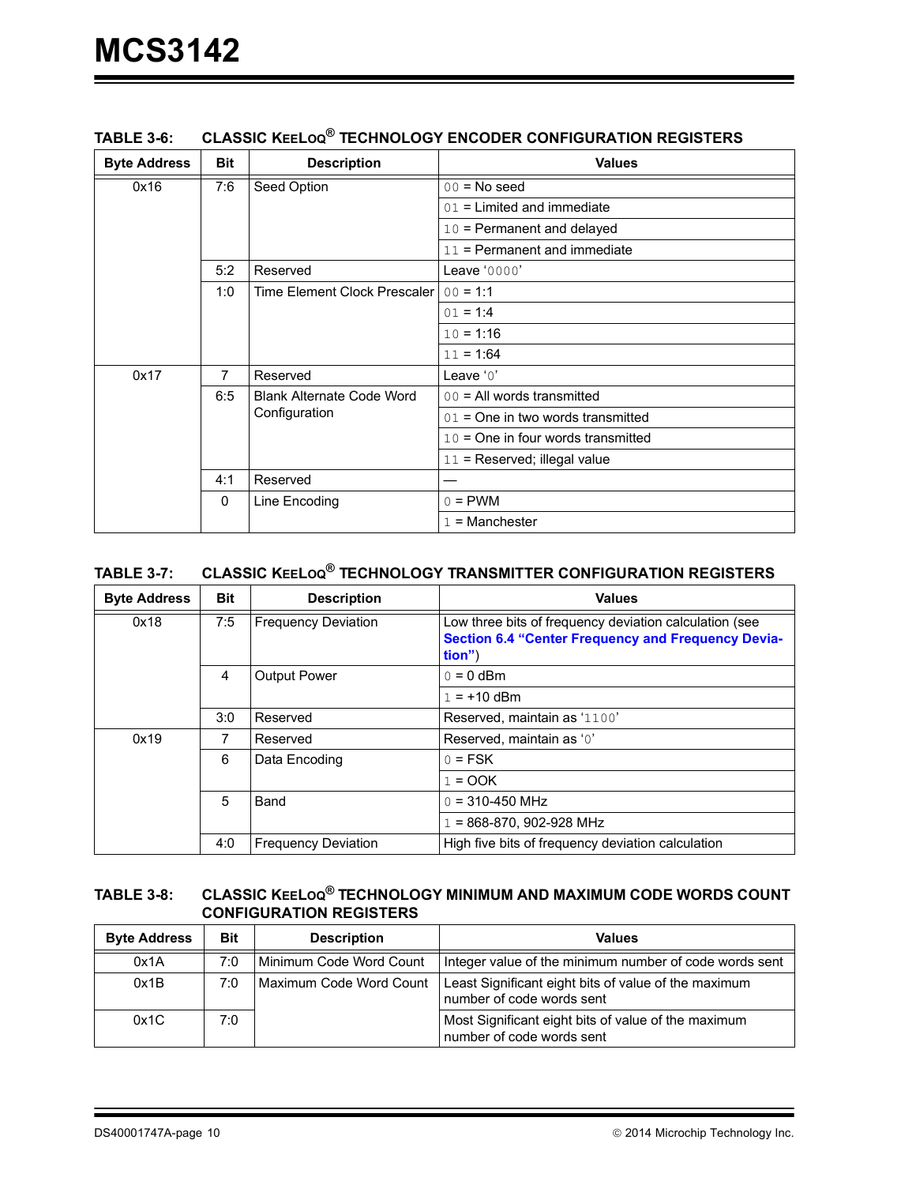**TABLE 3-6: CLASSIC KEELOQ® TECHNOLOGY ENCODER CONFIGURATION REGISTERS**

| Byte Address | Bit | Description | Values |
|---|---|---|---|
| 0x16 | 7:6 | Seed Option | 00 = No seed |
| | | | 01 = Limited and immediate |
| | | | 10 = Permanent and delayed |
| | | | 11 = Permanent and immediate |
| | 5:2 | Reserved | Leave '0000' |
| | 1:0 | Time Element Clock Prescaler | 00 = 1:1 |
| | | | 01 = 1:4 |
| | | | 10 = 1:16 |
| | | | 11 = 1:64 |
| 0x17 | 7 | Reserved | Leave '0' |
| | 6:5 | Blank Alternate Code Word Configuration | 00 = All words transmitted |
| | | | 01 = One in two words transmitted |
| | | | 10 = One in four words transmitted |
| | | | 11 = Reserved; illegal value |
| | 4:1 | Reserved | — |
| | 0 | Line Encoding | 0 = PWM |
| | | | 1 = Manchester |

**TABLE 3-7: CLASSIC KEELOQ® TECHNOLOGY TRANSMITTER CONFIGURATION REGISTERS**

| Byte Address | Bit | Description | Values |
|---|---|---|---|
| 0x18 | 7:5 | Frequency Deviation | Low three bits of frequency deviation calculation (see **Section 6.4 "Center Frequency and Frequency Deviation"**) |
| | 4 | Output Power | 0 = 0 dBm |
| | | | 1 = +10 dBm |
| | 3:0 | Reserved | Reserved, maintain as '1100' |
| 0x19 | 7 | Reserved | Reserved, maintain as '0' |
| | 6 | Data Encoding | 0 = FSK |
| | | | 1 = OOK |
| | 5 | Band | 0 = 310-450 MHz |
| | | | 1 = 868-870, 902-928 MHz |
| | 4:0 | Frequency Deviation | High five bits of frequency deviation calculation |

**TABLE 3-8: CLASSIC KEELOQ® TECHNOLOGY MINIMUM AND MAXIMUM CODE WORDS COUNT CONFIGURATION REGISTERS**

| Byte Address | Bit | Description | Values |
|---|---|---|---|
| 0x1A | 7:0 | Minimum Code Word Count | Integer value of the minimum number of code words sent |
| 0x1B | 7:0 | Maximum Code Word Count | Least Significant eight bits of value of the maximum number of code words sent |
| 0x1C | 7:0 | | Most Significant eight bits of value of the maximum number of code words sent |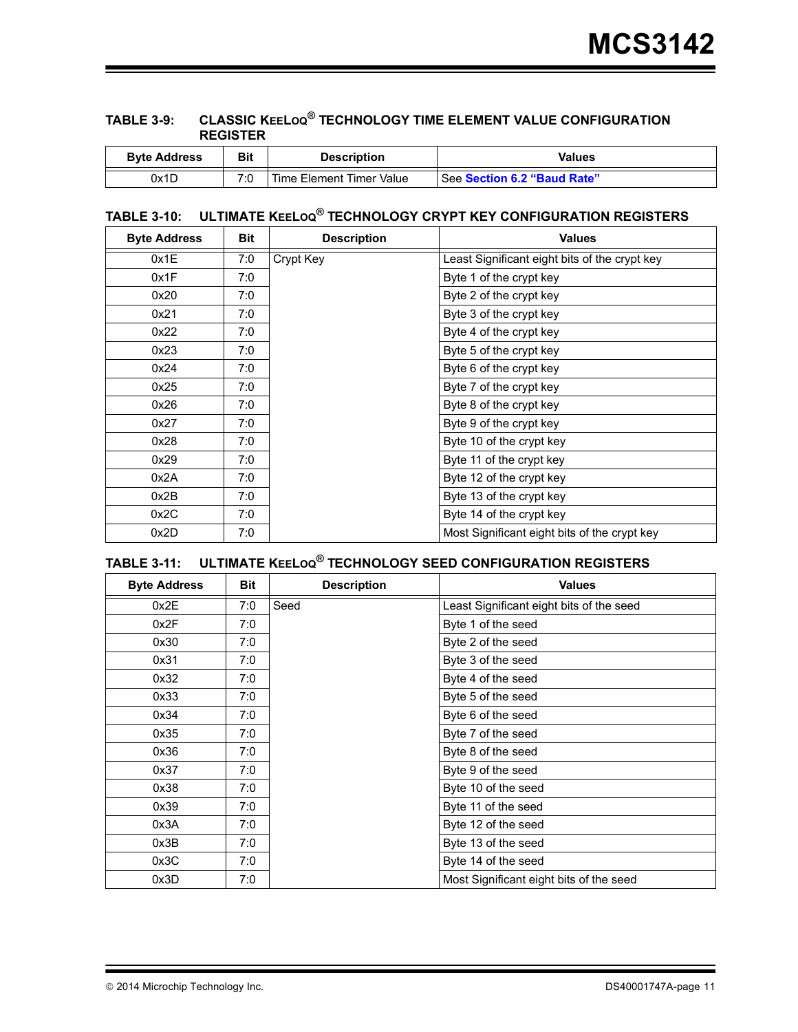**TABLE 3-9: CLASSIC KEELOQ® TECHNOLOGY TIME ELEMENT VALUE CONFIGURATION REGISTER**

| Byte Address | Bit | Description | Values |
|---|---|---|---|
| 0x1D | 7:0 | Time Element Timer Value | See **Section 6.2 "Baud Rate"** |

**TABLE 3-10: ULTIMATE KEELOQ® TECHNOLOGY CRYPT KEY CONFIGURATION REGISTERS**

| Byte Address | Bit | Description | Values |
|---|---|---|---|
| 0x1E | 7:0 | Crypt Key | Least Significant eight bits of the crypt key |
| 0x1F | 7:0 | | Byte 1 of the crypt key |
| 0x20 | 7:0 | | Byte 2 of the crypt key |
| 0x21 | 7:0 | | Byte 3 of the crypt key |
| 0x22 | 7:0 | | Byte 4 of the crypt key |
| 0x23 | 7:0 | | Byte 5 of the crypt key |
| 0x24 | 7:0 | | Byte 6 of the crypt key |
| 0x25 | 7:0 | | Byte 7 of the crypt key |
| 0x26 | 7:0 | | Byte 8 of the crypt key |
| 0x27 | 7:0 | | Byte 9 of the crypt key |
| 0x28 | 7:0 | | Byte 10 of the crypt key |
| 0x29 | 7:0 | | Byte 11 of the crypt key |
| 0x2A | 7:0 | | Byte 12 of the crypt key |
| 0x2B | 7:0 | | Byte 13 of the crypt key |
| 0x2C | 7:0 | | Byte 14 of the crypt key |
| 0x2D | 7:0 | | Most Significant eight bits of the crypt key |

**TABLE 3-11: ULTIMATE KEELOQ® TECHNOLOGY SEED CONFIGURATION REGISTERS**

| Byte Address | Bit | Description | Values |
|---|---|---|---|
| 0x2E | 7:0 | Seed | Least Significant eight bits of the seed |
| 0x2F | 7:0 | | Byte 1 of the seed |
| 0x30 | 7:0 | | Byte 2 of the seed |
| 0x31 | 7:0 | | Byte 3 of the seed |
| 0x32 | 7:0 | | Byte 4 of the seed |
| 0x33 | 7:0 | | Byte 5 of the seed |
| 0x34 | 7:0 | | Byte 6 of the seed |
| 0x35 | 7:0 | | Byte 7 of the seed |
| 0x36 | 7:0 | | Byte 8 of the seed |
| 0x37 | 7:0 | | Byte 9 of the seed |
| 0x38 | 7:0 | | Byte 10 of the seed |
| 0x39 | 7:0 | | Byte 11 of the seed |
| 0x3A | 7:0 | | Byte 12 of the seed |
| 0x3B | 7:0 | | Byte 13 of the seed |
| 0x3C | 7:0 | | Byte 14 of the seed |
| 0x3D | 7:0 | | Most Significant eight bits of the seed |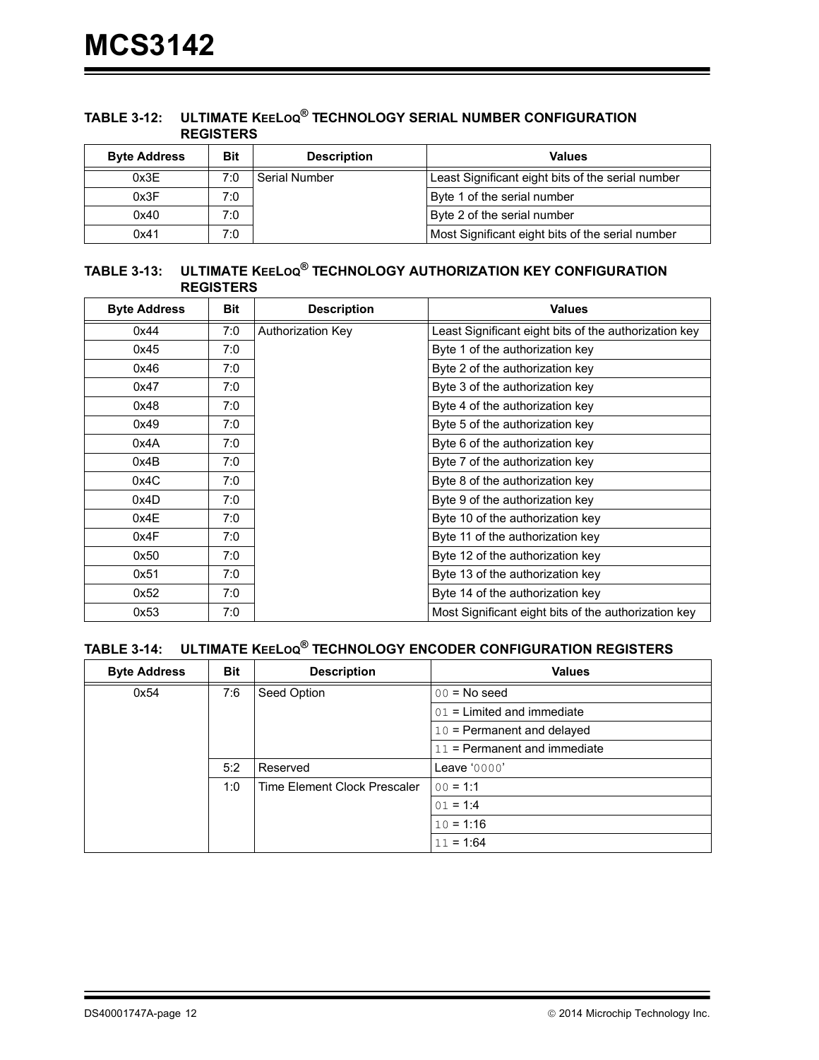**TABLE 3-12: ULTIMATE KEELOQ® TECHNOLOGY SERIAL NUMBER CONFIGURATION REGISTERS**

| Byte Address | Bit | Description | Values |
|---|---|---|---|
| 0x3E | 7:0 | Serial Number | Least Significant eight bits of the serial number |
| 0x3F | 7:0 | | Byte 1 of the serial number |
| 0x40 | 7:0 | | Byte 2 of the serial number |
| 0x41 | 7:0 | | Most Significant eight bits of the serial number |

**TABLE 3-13: ULTIMATE KEELOQ® TECHNOLOGY AUTHORIZATION KEY CONFIGURATION REGISTERS**

| Byte Address | Bit | Description | Values |
|---|---|---|---|
| 0x44 | 7:0 | Authorization Key | Least Significant eight bits of the authorization key |
| 0x45 | 7:0 | | Byte 1 of the authorization key |
| 0x46 | 7:0 | | Byte 2 of the authorization key |
| 0x47 | 7:0 | | Byte 3 of the authorization key |
| 0x48 | 7:0 | | Byte 4 of the authorization key |
| 0x49 | 7:0 | | Byte 5 of the authorization key |
| 0x4A | 7:0 | | Byte 6 of the authorization key |
| 0x4B | 7:0 | | Byte 7 of the authorization key |
| 0x4C | 7:0 | | Byte 8 of the authorization key |
| 0x4D | 7:0 | | Byte 9 of the authorization key |
| 0x4E | 7:0 | | Byte 10 of the authorization key |
| 0x4F | 7:0 | | Byte 11 of the authorization key |
| 0x50 | 7:0 | | Byte 12 of the authorization key |
| 0x51 | 7:0 | | Byte 13 of the authorization key |
| 0x52 | 7:0 | | Byte 14 of the authorization key |
| 0x53 | 7:0 | | Most Significant eight bits of the authorization key |

**TABLE 3-14: ULTIMATE KEELOQ® TECHNOLOGY ENCODER CONFIGURATION REGISTERS**

| Byte Address | Bit | Description | Values |
|---|---|---|---|
| 0x54 | 7:6 | Seed Option | 00 = No seed |
| | | | 01 = Limited and immediate |
| | | | 10 = Permanent and delayed |
| | | | 11 = Permanent and immediate |
| | 5:2 | Reserved | Leave '0000' |
| | 1:0 | Time Element Clock Prescaler | 00 = 1:1 |
| | | | 01 = 1:4 |
| | | | 10 = 1:16 |
| | | | 11 = 1:64 |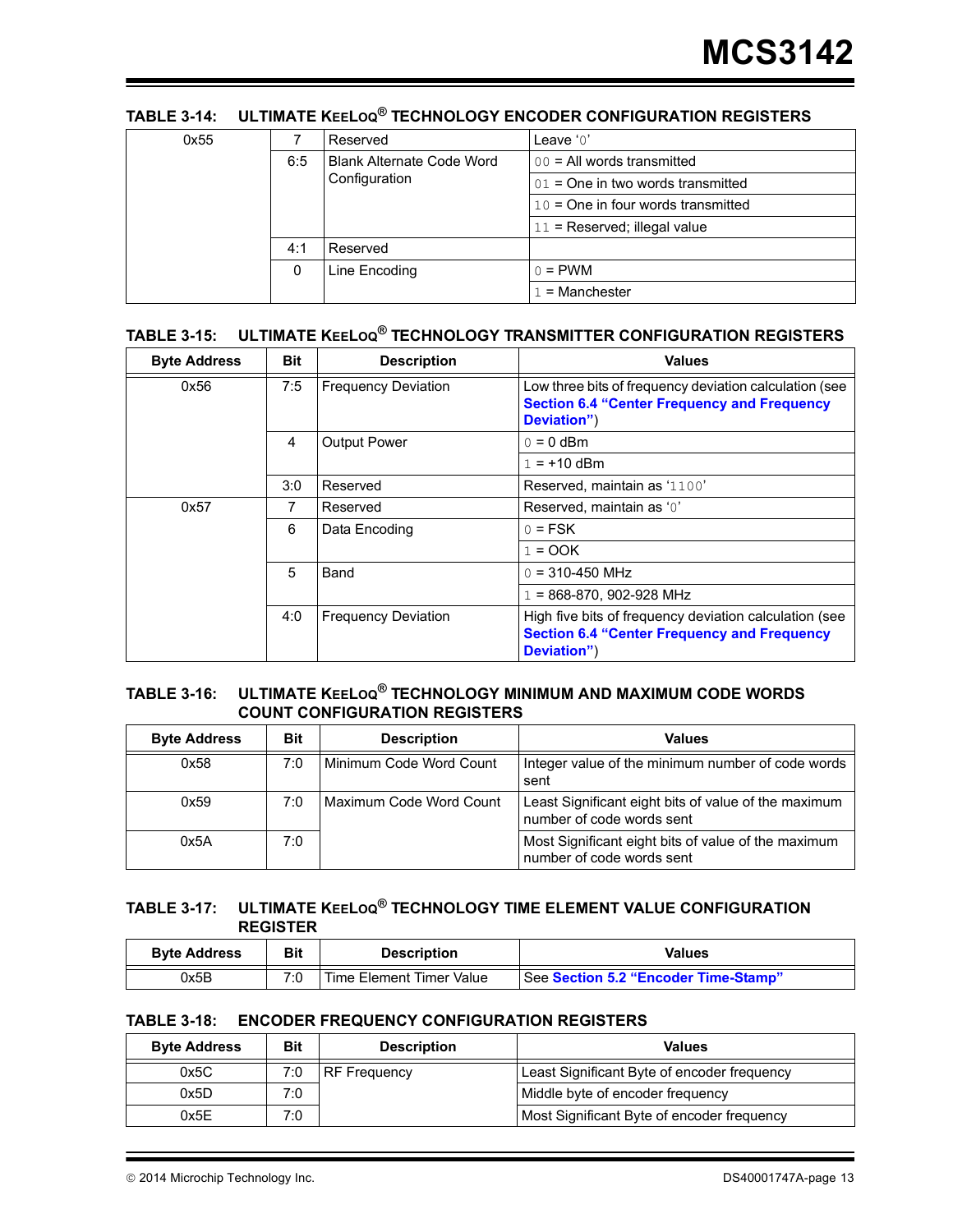**TABLE 3-14: ULTIMATE KEELOQ® TECHNOLOGY ENCODER CONFIGURATION REGISTERS**

| Byte Address | Bit | Description | Values |
|---|---|---|---|
| 0x55 | 7 | Reserved | Leave '0' |
| | 6:5 | Blank Alternate Code Word Configuration | 00 = All words transmitted |
| | | | 01 = One in two words transmitted |
| | | | 10 = One in four words transmitted |
| | | | 11 = Reserved; illegal value |
| | 4:1 | Reserved | |
| | 0 | Line Encoding | 0 = PWM |
| | | | 1 = Manchester |

**TABLE 3-15: ULTIMATE KEELOQ® TECHNOLOGY TRANSMITTER CONFIGURATION REGISTERS**

| Byte Address | Bit | Description | Values |
|---|---|---|---|
| 0x56 | 7:5 | Frequency Deviation | Low three bits of frequency deviation calculation (see **Section 6.4 "Center Frequency and Frequency Deviation"**) |
| | 4 | Output Power | 0 = 0 dBm |
| | | | 1 = +10 dBm |
| | 3:0 | Reserved | Reserved, maintain as '1100' |
| 0x57 | 7 | Reserved | Reserved, maintain as '0' |
| | 6 | Data Encoding | 0 = FSK |
| | | | 1 = OOK |
| | 5 | Band | 0 = 310-450 MHz |
| | | | 1 = 868-870, 902-928 MHz |
| | 4:0 | Frequency Deviation | High five bits of frequency deviation calculation (see **Section 6.4 "Center Frequency and Frequency Deviation"**) |

**TABLE 3-16: ULTIMATE KEELOQ® TECHNOLOGY MINIMUM AND MAXIMUM CODE WORDS COUNT CONFIGURATION REGISTERS**

| Byte Address | Bit | Description | Values |
|---|---|---|---|
| 0x58 | 7:0 | Minimum Code Word Count | Integer value of the minimum number of code words sent |
| 0x59 | 7:0 | Maximum Code Word Count | Least Significant eight bits of value of the maximum number of code words sent |
| 0x5A | 7:0 | | Most Significant eight bits of value of the maximum number of code words sent |

**TABLE 3-17: ULTIMATE KEELOQ® TECHNOLOGY TIME ELEMENT VALUE CONFIGURATION REGISTER**

| Byte Address | Bit | Description | Values |
|---|---|---|---|
| 0x5B | 7:0 | Time Element Timer Value | See **Section 5.2 "Encoder Time-Stamp"** |

**TABLE 3-18: ENCODER FREQUENCY CONFIGURATION REGISTERS**

| Byte Address | Bit | Description | Values |
|---|---|---|---|
| 0x5C | 7:0 | RF Frequency | Least Significant Byte of encoder frequency |
| 0x5D | 7:0 | | Middle byte of encoder frequency |
| 0x5E | 7:0 | | Most Significant Byte of encoder frequency |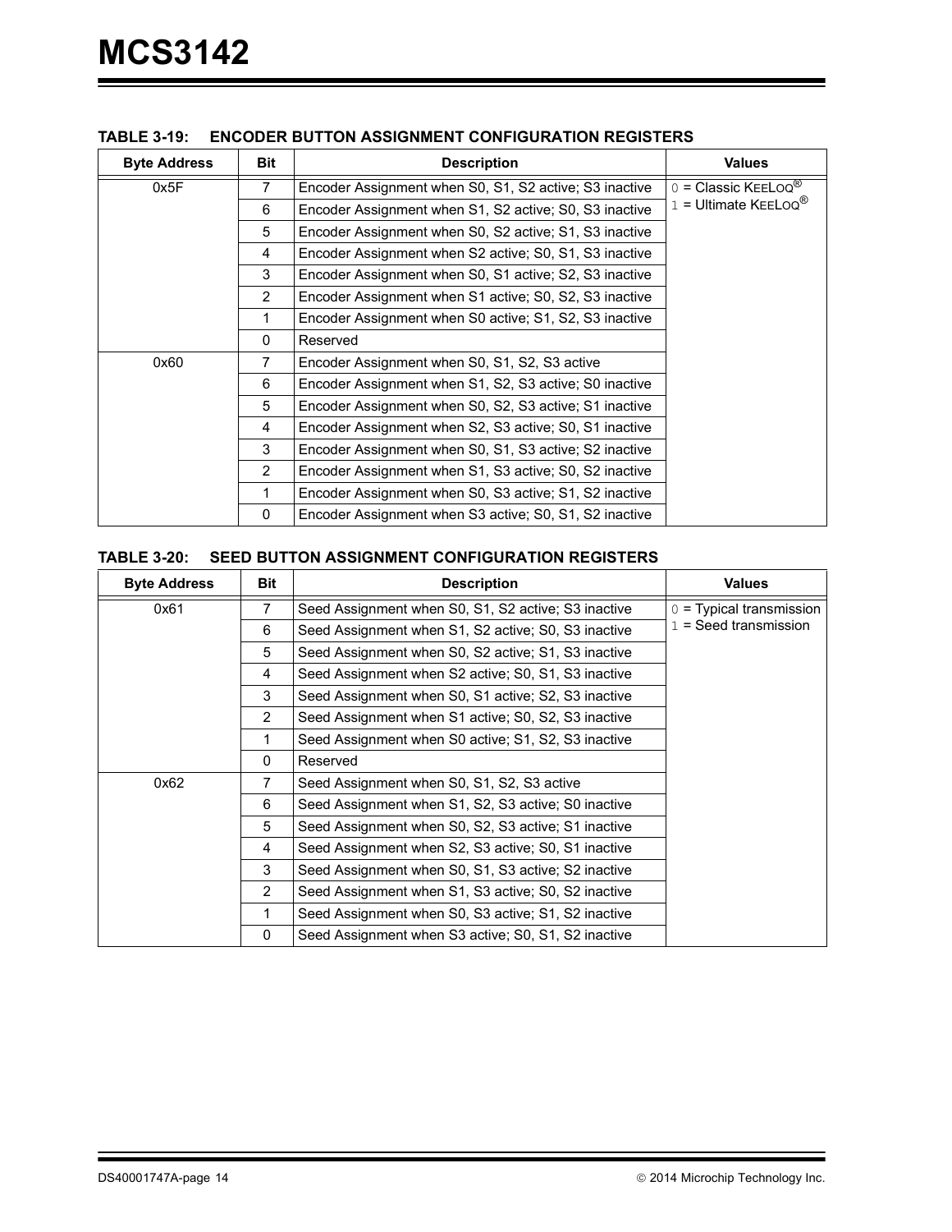**TABLE 3-19: ENCODER BUTTON ASSIGNMENT CONFIGURATION REGISTERS**

| Byte Address | Bit | Description | Values |
|---|---|---|---|
| 0x5F | 7 | Encoder Assignment when S0, S1, S2 active; S3 inactive | 0 = Classic KEELOQ® <br> 1 = Ultimate KEELOQ® |
| | 6 | Encoder Assignment when S1, S2 active; S0, S3 inactive | |
| | 5 | Encoder Assignment when S0, S2 active; S1, S3 inactive | |
| | 4 | Encoder Assignment when S2 active; S0, S1, S3 inactive | |
| | 3 | Encoder Assignment when S0, S1 active; S2, S3 inactive | |
| | 2 | Encoder Assignment when S1 active; S0, S2, S3 inactive | |
| | 1 | Encoder Assignment when S0 active; S1, S2, S3 inactive | |
| | 0 | Reserved | |
| 0x60 | 7 | Encoder Assignment when S0, S1, S2, S3 active | |
| | 6 | Encoder Assignment when S1, S2, S3 active; S0 inactive | |
| | 5 | Encoder Assignment when S0, S2, S3 active; S1 inactive | |
| | 4 | Encoder Assignment when S2, S3 active; S0, S1 inactive | |
| | 3 | Encoder Assignment when S0, S1, S3 active; S2 inactive | |
| | 2 | Encoder Assignment when S1, S3 active; S0, S2 inactive | |
| | 1 | Encoder Assignment when S0, S3 active; S1, S2 inactive | |
| | 0 | Encoder Assignment when S3 active; S0, S1, S2 inactive | |

**TABLE 3-20: SEED BUTTON ASSIGNMENT CONFIGURATION REGISTERS**

| Byte Address | Bit | Description | Values |
|---|---|---|---|
| 0x61 | 7 | Seed Assignment when S0, S1, S2 active; S3 inactive | 0 = Typical transmission <br> 1 = Seed transmission |
| | 6 | Seed Assignment when S1, S2 active; S0, S3 inactive | |
| | 5 | Seed Assignment when S0, S2 active; S1, S3 inactive | |
| | 4 | Seed Assignment when S2 active; S0, S1, S3 inactive | |
| | 3 | Seed Assignment when S0, S1 active; S2, S3 inactive | |
| | 2 | Seed Assignment when S1 active; S0, S2, S3 inactive | |
| | 1 | Seed Assignment when S0 active; S1, S2, S3 inactive | |
| | 0 | Reserved | |
| 0x62 | 7 | Seed Assignment when S0, S1, S2, S3 active | |
| | 6 | Seed Assignment when S1, S2, S3 active; S0 inactive | |
| | 5 | Seed Assignment when S0, S2, S3 active; S1 inactive | |
| | 4 | Seed Assignment when S2, S3 active; S0, S1 inactive | |
| | 3 | Seed Assignment when S0, S1, S3 active; S2 inactive | |
| | 2 | Seed Assignment when S1, S3 active; S0, S2 inactive | |
| | 1 | Seed Assignment when S0, S3 active; S1, S2 inactive | |
| | 0 | Seed Assignment when S3 active; S0, S1, S2 inactive | |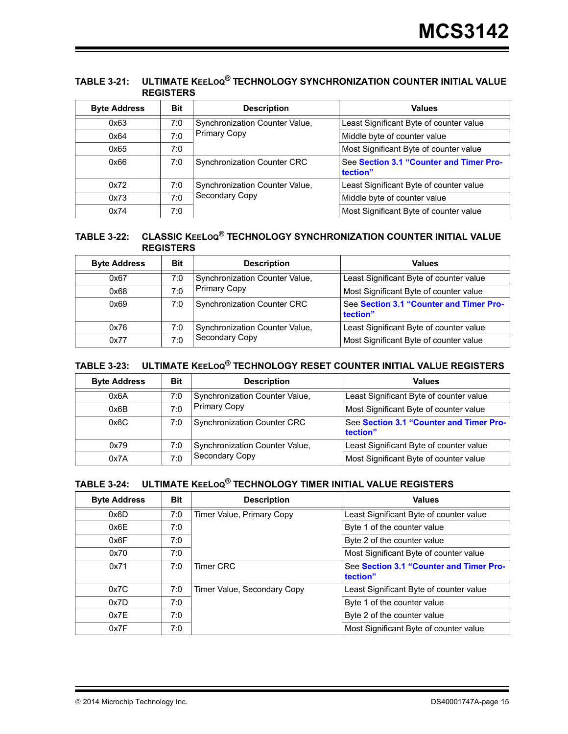**TABLE 3-21: ULTIMATE KEELOQ® TECHNOLOGY SYNCHRONIZATION COUNTER INITIAL VALUE REGISTERS**

| Byte Address | Bit | Description | Values |
|---|---|---|---|
| 0x63 | 7:0 | Synchronization Counter Value, Primary Copy | Least Significant Byte of counter value |
| 0x64 | 7:0 | | Middle byte of counter value |
| 0x65 | 7:0 | | Most Significant Byte of counter value |
| 0x66 | 7:0 | Synchronization Counter CRC | See Section 3.1 "Counter and Timer Protection" |
| 0x72 | 7:0 | Synchronization Counter Value, Secondary Copy | Least Significant Byte of counter value |
| 0x73 | 7:0 | | Middle byte of counter value |
| 0x74 | 7:0 | | Most Significant Byte of counter value |

**TABLE 3-22: CLASSIC KEELOQ® TECHNOLOGY SYNCHRONIZATION COUNTER INITIAL VALUE REGISTERS**

| Byte Address | Bit | Description | Values |
|---|---|---|---|
| 0x67 | 7:0 | Synchronization Counter Value, Primary Copy | Least Significant Byte of counter value |
| 0x68 | 7:0 | | Most Significant Byte of counter value |
| 0x69 | 7:0 | Synchronization Counter CRC | See Section 3.1 "Counter and Timer Protection" |
| 0x76 | 7:0 | Synchronization Counter Value, Secondary Copy | Least Significant Byte of counter value |
| 0x77 | 7:0 | | Most Significant Byte of counter value |

**TABLE 3-23: ULTIMATE KEELOQ® TECHNOLOGY RESET COUNTER INITIAL VALUE REGISTERS**

| Byte Address | Bit | Description | Values |
|---|---|---|---|
| 0x6A | 7:0 | Synchronization Counter Value, Primary Copy | Least Significant Byte of counter value |
| 0x6B | 7:0 | | Most Significant Byte of counter value |
| 0x6C | 7:0 | Synchronization Counter CRC | See Section 3.1 "Counter and Timer Protection" |
| 0x79 | 7:0 | Synchronization Counter Value, Secondary Copy | Least Significant Byte of counter value |
| 0x7A | 7:0 | | Most Significant Byte of counter value |

**TABLE 3-24: ULTIMATE KEELOQ® TECHNOLOGY TIMER INITIAL VALUE REGISTERS**

| Byte Address | Bit | Description | Values |
|---|---|---|---|
| 0x6D | 7:0 | Timer Value, Primary Copy | Least Significant Byte of counter value |
| 0x6E | 7:0 | | Byte 1 of the counter value |
| 0x6F | 7:0 | | Byte 2 of the counter value |
| 0x70 | 7:0 | | Most Significant Byte of counter value |
| 0x71 | 7:0 | Timer CRC | See Section 3.1 "Counter and Timer Protection" |
| 0x7C | 7:0 | Timer Value, Secondary Copy | Least Significant Byte of counter value |
| 0x7D | 7:0 | | Byte 1 of the counter value |
| 0x7E | 7:0 | | Byte 2 of the counter value |
| 0x7F | 7:0 | | Most Significant Byte of counter value |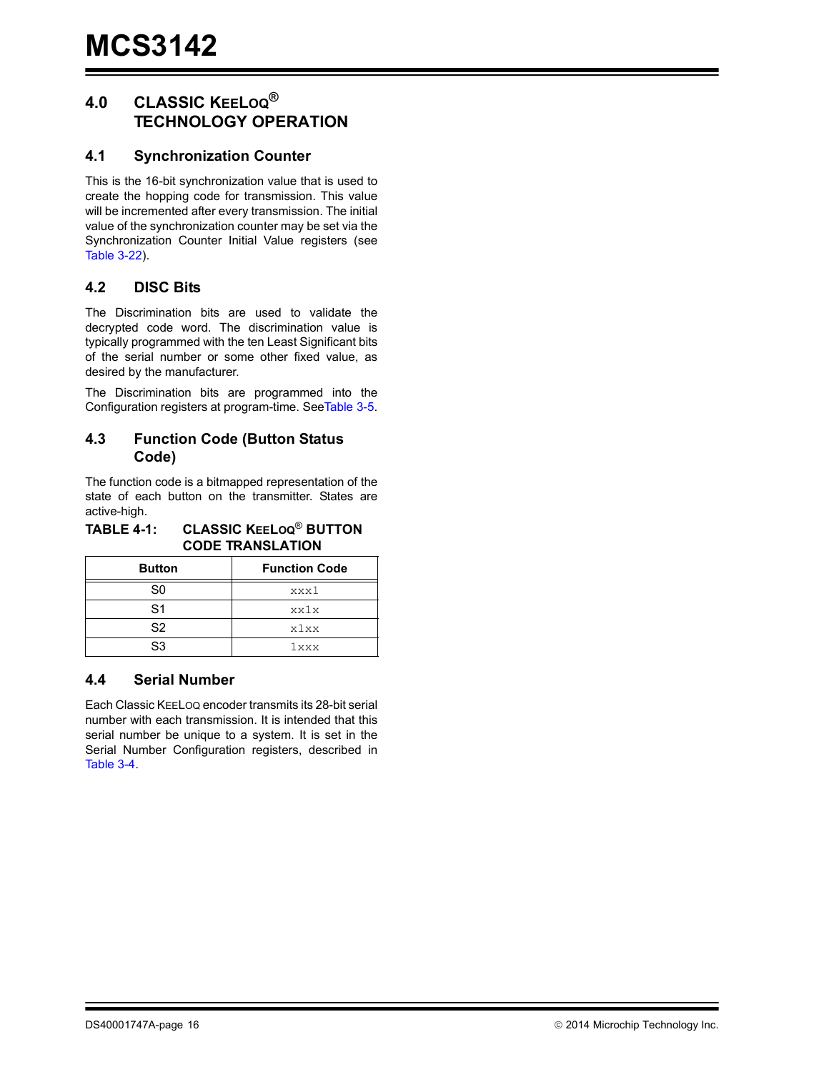## 4.0 CLASSIC KEELOQ® TECHNOLOGY OPERATION

### 4.1 Synchronization Counter

This is the 16-bit synchronization value that is used to create the hopping code for transmission. This value will be incremented after every transmission. The initial value of the synchronization counter may be set via the Synchronization Counter Initial Value registers (see Table 3-22).

### 4.2 DISC Bits

The Discrimination bits are used to validate the decrypted code word. The discrimination value is typically programmed with the ten Least Significant bits of the serial number or some other fixed value, as desired by the manufacturer.

The Discrimination bits are programmed into the Configuration registers at program-time. SeeTable 3-5.

### 4.3 Function Code (Button Status Code)

The function code is a bitmapped representation of the state of each button on the transmitter. States are active-high.

**TABLE 4-1: CLASSIC KEELOQ® BUTTON CODE TRANSLATION**

| Button | Function Code |
|---|---|
| S0 | xxx1 |
| S1 | xx1x |
| S2 | x1xx |
| S3 | 1xxx |

### 4.4 Serial Number

Each Classic KEELOQ encoder transmits its 28-bit serial number with each transmission. It is intended that this serial number be unique to a system. It is set in the Serial Number Configuration registers, described in Table 3-4.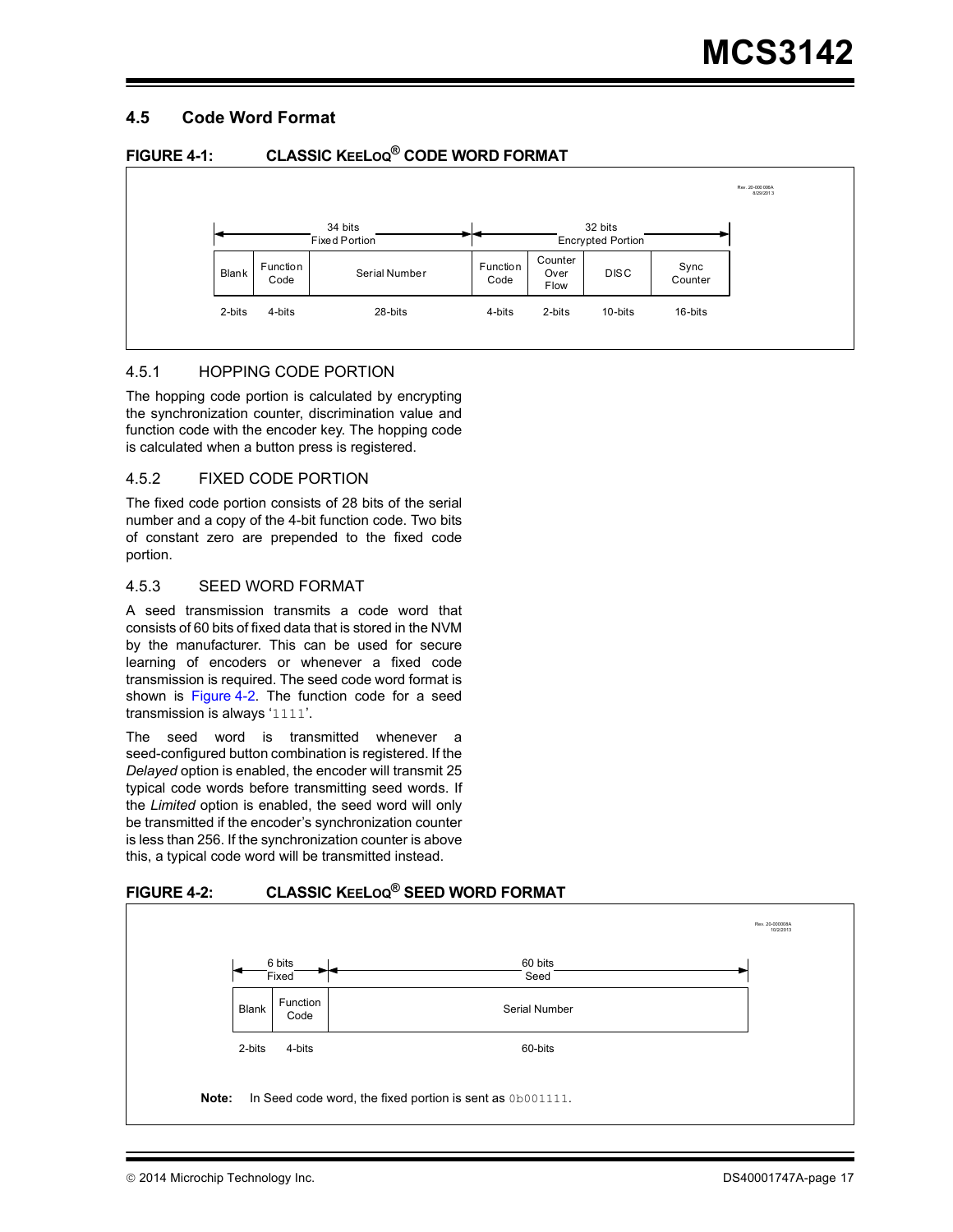## 4.5 Code Word Format

**FIGURE 4-1: CLASSIC KEELOQ® CODE WORD FORMAT**

| 34 bits Fixed Portion | | | 32 bits Encrypted Portion | | | |
|---|---|---|---|---|---|---|
| Blank | Function Code | Serial Number | Function Code | Counter Over Flow | DISC | Sync Counter |
| 2-bits | 4-bits | 28-bits | 4-bits | 2-bits | 10-bits | 16-bits |

### 4.5.1 HOPPING CODE PORTION

The hopping code portion is calculated by encrypting the synchronization counter, discrimination value and function code with the encoder key. The hopping code is calculated when a button press is registered.

### 4.5.2 FIXED CODE PORTION

The fixed code portion consists of 28 bits of the serial number and a copy of the 4-bit function code. Two bits of constant zero are prepended to the fixed code portion.

### 4.5.3 SEED WORD FORMAT

A seed transmission transmits a code word that consists of 60 bits of fixed data that is stored in the NVM by the manufacturer. This can be used for secure learning of encoders or whenever a fixed code transmission is required. The seed code word format is shown is Figure 4-2. The function code for a seed transmission is always '1111'.

The seed word is transmitted whenever a seed-configured button combination is registered. If the *Delayed* option is enabled, the encoder will transmit 25 typical code words before transmitting seed words. If the *Limited* option is enabled, the seed word will only be transmitted if the encoder's synchronization counter is less than 256. If the synchronization counter is above this, a typical code word will be transmitted instead.

**FIGURE 4-2: CLASSIC KEELOQ® SEED WORD FORMAT**

| 6 bits Fixed | | 60 bits Seed |
|---|---|---|
| Blank | Function Code | Serial Number |
| 2-bits | 4-bits | 60-bits |

**Note:** In Seed code word, the fixed portion is sent as `0b001111`.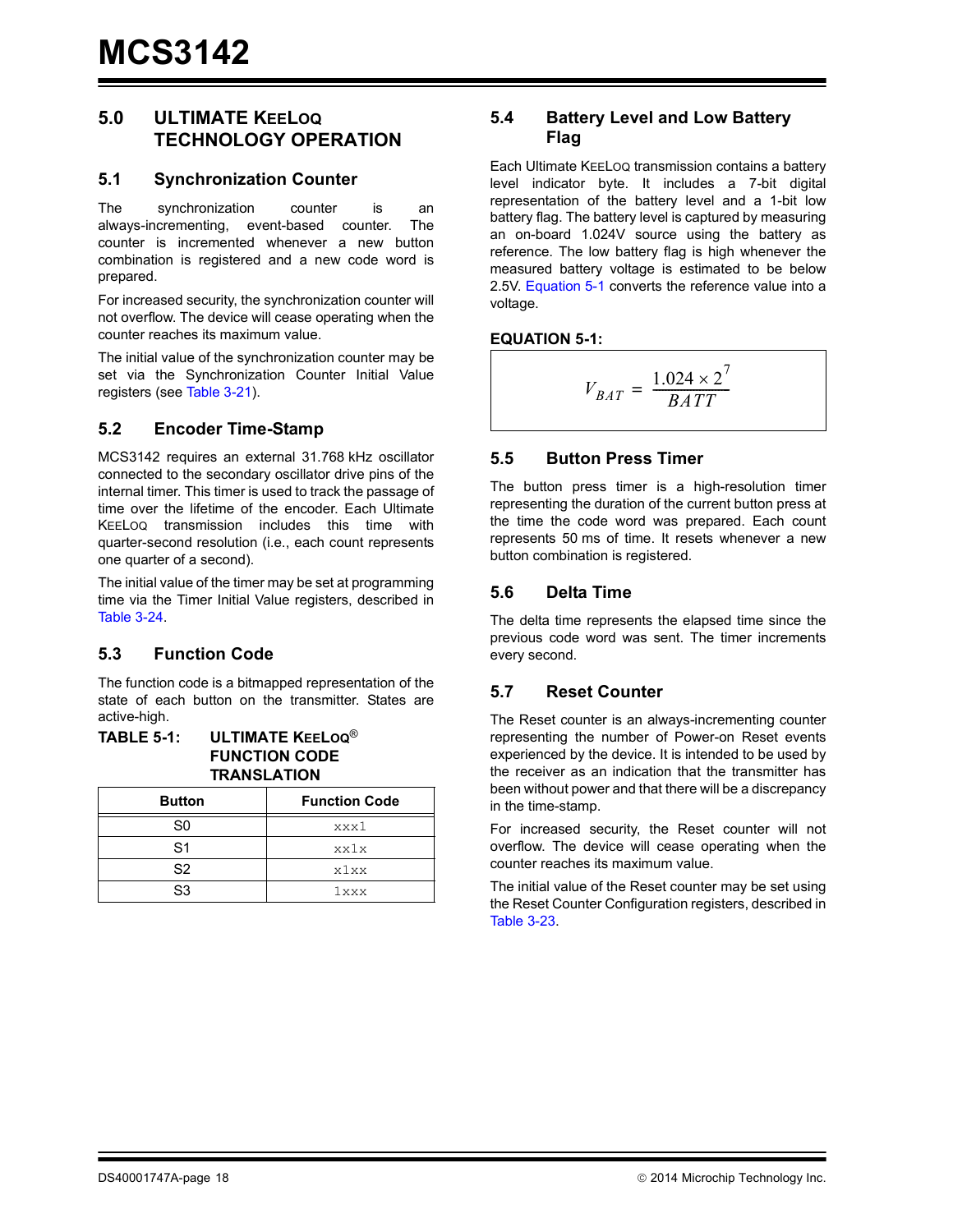## 5.0 ULTIMATE KEELOQ TECHNOLOGY OPERATION

### 5.1 Synchronization Counter

The synchronization counter is an always-incrementing, event-based counter. The counter is incremented whenever a new button combination is registered and a new code word is prepared.

For increased security, the synchronization counter will not overflow. The device will cease operating when the counter reaches its maximum value.

The initial value of the synchronization counter may be set via the Synchronization Counter Initial Value registers (see Table 3-21).

### 5.2 Encoder Time-Stamp

MCS3142 requires an external 31.768 kHz oscillator connected to the secondary oscillator drive pins of the internal timer. This timer is used to track the passage of time over the lifetime of the encoder. Each Ultimate KEELOQ transmission includes this time with quarter-second resolution (i.e., each count represents one quarter of a second).

The initial value of the timer may be set at programming time via the Timer Initial Value registers, described in Table 3-24.

### 5.3 Function Code

The function code is a bitmapped representation of the state of each button on the transmitter. States are active-high.

**TABLE 5-1: ULTIMATE KEELOQ® FUNCTION CODE TRANSLATION**

| Button | Function Code |
|---|---|
| S0 | xxx1 |
| S1 | xx1x |
| S2 | x1xx |
| S3 | 1xxx |

### 5.4 Battery Level and Low Battery Flag

Each Ultimate KEELOQ transmission contains a battery level indicator byte. It includes a 7-bit digital representation of the battery level and a 1-bit low battery flag. The battery level is captured by measuring an on-board 1.024V source using the battery as reference. The low battery flag is high whenever the measured battery voltage is estimated to be below 2.5V. Equation 5-1 converts the reference value into a voltage.

**EQUATION 5-1:**

$$V_{BAT} = \frac{1.024 \times 2^7}{BATT}$$

### 5.5 Button Press Timer

The button press timer is a high-resolution timer representing the duration of the current button press at the time the code word was prepared. Each count represents 50 ms of time. It resets whenever a new button combination is registered.

### 5.6 Delta Time

The delta time represents the elapsed time since the previous code word was sent. The timer increments every second.

### 5.7 Reset Counter

The Reset counter is an always-incrementing counter representing the number of Power-on Reset events experienced by the device. It is intended to be used by the receiver as an indication that the transmitter has been without power and that there will be a discrepancy in the time-stamp.

For increased security, the Reset counter will not overflow. The device will cease operating when the counter reaches its maximum value.

The initial value of the Reset counter may be set using the Reset Counter Configuration registers, described in Table 3-23.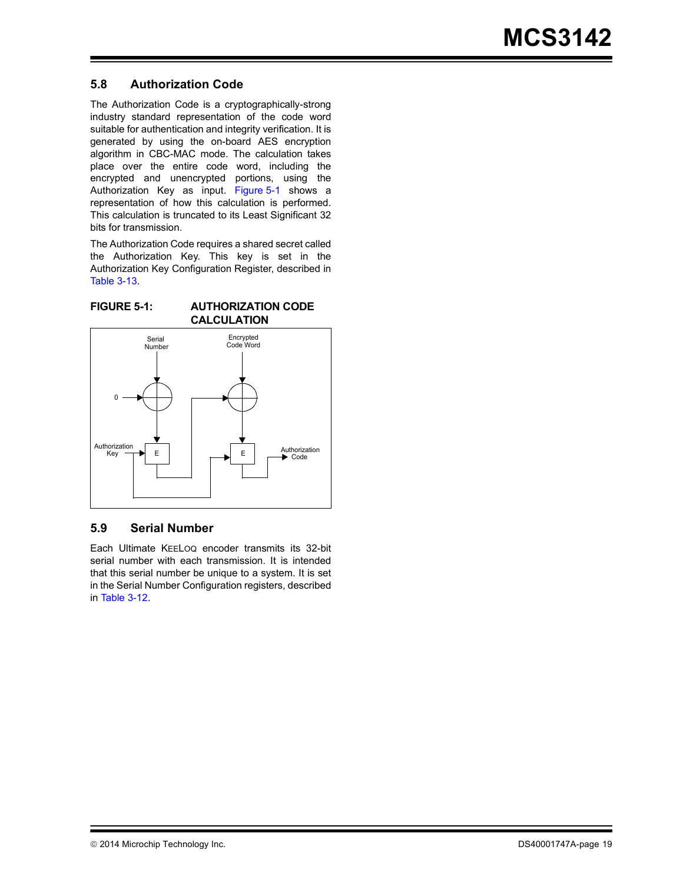## 5.8 Authorization Code

The Authorization Code is a cryptographically-strong industry standard representation of the code word suitable for authentication and integrity verification. It is generated by using the on-board AES encryption algorithm in CBC-MAC mode. The calculation takes place over the entire code word, including the encrypted and unencrypted portions, using the Authorization Key as input. Figure 5-1 shows a representation of how this calculation is performed. This calculation is truncated to its Least Significant 32 bits for transmission.

The Authorization Code requires a shared secret called the Authorization Key. This key is set in the Authorization Key Configuration Register, described in Table 3-13.

**FIGURE 5-1: AUTHORIZATION CODE CALCULATION**

## 5.9 Serial Number

Each Ultimate KEELOQ encoder transmits its 32-bit serial number with each transmission. It is intended that this serial number be unique to a system. It is set in the Serial Number Configuration registers, described in Table 3-12.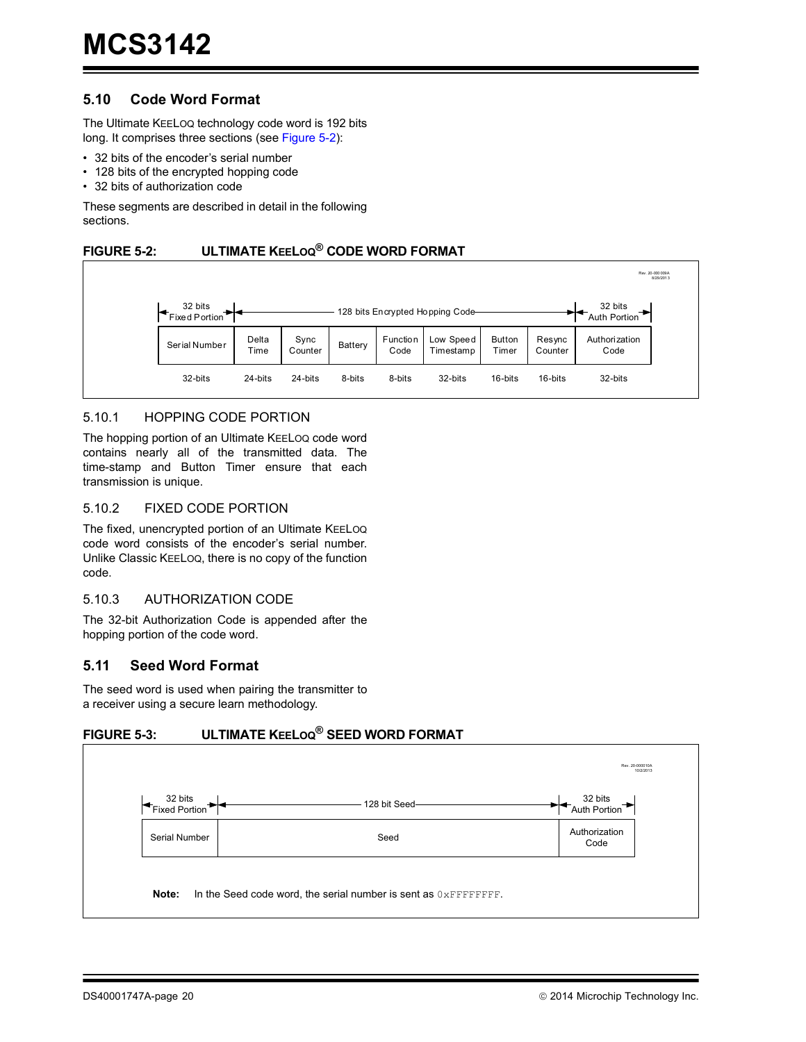## 5.10 Code Word Format

The Ultimate KEELOQ technology code word is 192 bits long. It comprises three sections (see Figure 5-2):

- 32 bits of the encoder's serial number
- 128 bits of the encrypted hopping code
- 32 bits of authorization code

These segments are described in detail in the following sections.

**FIGURE 5-2: ULTIMATE KEELOQ® CODE WORD FORMAT**

| 32 bits Fixed Portion | 128 bits Encrypted Hopping Code | | | | | | | 32 bits Auth Portion |
|---|---|---|---|---|---|---|---|---|
| Serial Number | Delta Time | Sync Counter | Battery | Function Code | Low Speed Timestamp | Button Timer | Resync Counter | Authorization Code |
| 32-bits | 24-bits | 24-bits | 8-bits | 8-bits | 32-bits | 16-bits | 16-bits | 32-bits |

### 5.10.1 HOPPING CODE PORTION

The hopping portion of an Ultimate KEELOQ code word contains nearly all of the transmitted data. The time-stamp and Button Timer ensure that each transmission is unique.

### 5.10.2 FIXED CODE PORTION

The fixed, unencrypted portion of an Ultimate KEELOQ code word consists of the encoder's serial number. Unlike Classic KEELOQ, there is no copy of the function code.

### 5.10.3 AUTHORIZATION CODE

The 32-bit Authorization Code is appended after the hopping portion of the code word.

## 5.11 Seed Word Format

The seed word is used when pairing the transmitter to a receiver using a secure learn methodology.

**FIGURE 5-3: ULTIMATE KEELOQ® SEED WORD FORMAT**

| 32 bits Fixed Portion | 128 bit Seed | 32 bits Auth Portion |
|---|---|---|
| Serial Number | Seed | Authorization Code |

**Note:** In the Seed code word, the serial number is sent as `0xFFFFFFFF`.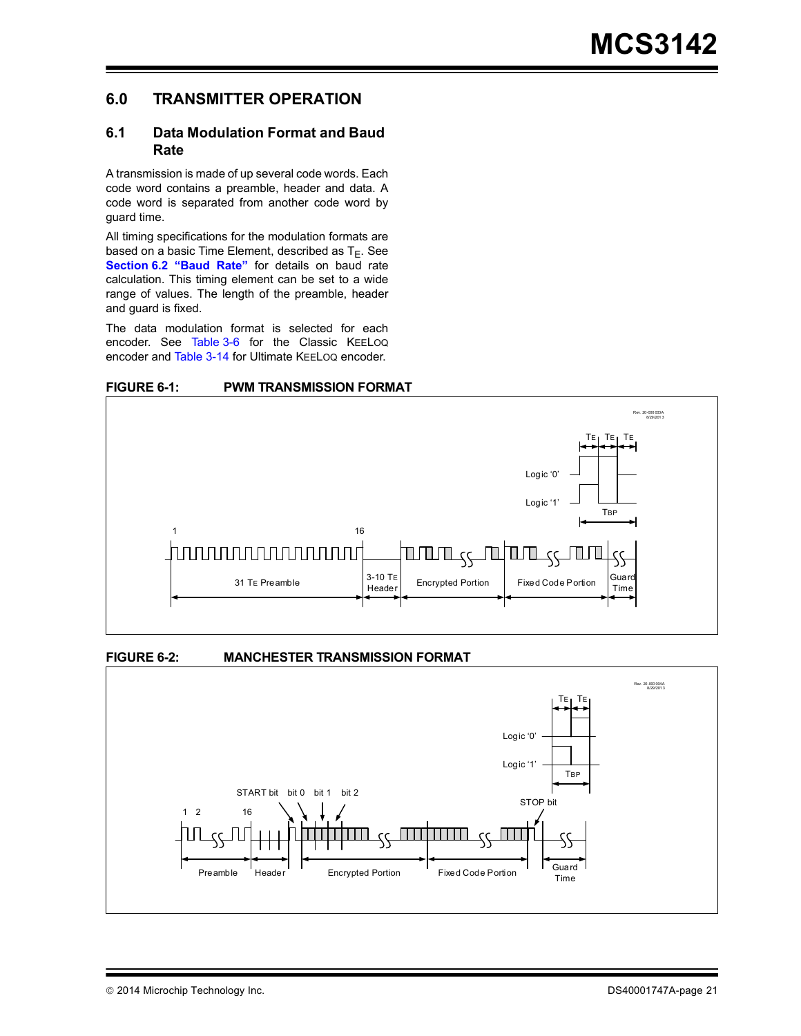## 6.0 TRANSMITTER OPERATION

### 6.1 Data Modulation Format and Baud Rate

A transmission is made of up several code words. Each code word contains a preamble, header and data. A code word is separated from another code word by guard time.

All timing specifications for the modulation formats are based on a basic Time Element, described as $T_E$. See **Section 6.2 "Baud Rate"** for details on baud rate calculation. This timing element can be set to a wide range of values. The length of the preamble, header and guard is fixed.

The data modulation format is selected for each encoder. See Table 3-6 for the Classic KEELOQ encoder and Table 3-14 for Ultimate KEELOQ encoder.

**FIGURE 6-1: PWM TRANSMISSION FORMAT**

**FIGURE 6-2: MANCHESTER TRANSMISSION FORMAT**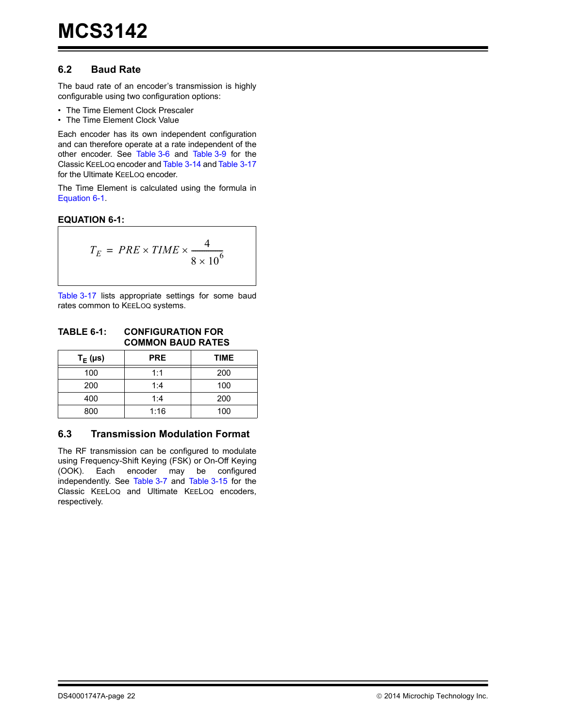## 6.2 Baud Rate

The baud rate of an encoder's transmission is highly configurable using two configuration options:

- The Time Element Clock Prescaler
- The Time Element Clock Value

Each encoder has its own independent configuration and can therefore operate at a rate independent of the other encoder. See Table 3-6 and Table 3-9 for the Classic KEELOQ encoder and Table 3-14 and Table 3-17 for the Ultimate KEELOQ encoder.

The Time Element is calculated using the formula in Equation 6-1.

**EQUATION 6-1:**

$$T_E = PRE \times TIME \times \frac{4}{8 \times 10^6}$$

Table 3-17 lists appropriate settings for some baud rates common to KEELOQ systems.

**TABLE 6-1: CONFIGURATION FOR COMMON BAUD RATES**

| $T_E$ (µs) | PRE | TIME |
|---|---|---|
| 100 | 1:1 | 200 |
| 200 | 1:4 | 100 |
| 400 | 1:4 | 200 |
| 800 | 1:16 | 100 |

## 6.3 Transmission Modulation Format

The RF transmission can be configured to modulate using Frequency-Shift Keying (FSK) or On-Off Keying (OOK). Each encoder may be configured independently. See Table 3-7 and Table 3-15 for the Classic KEELOQ and Ultimate KEELOQ encoders, respectively.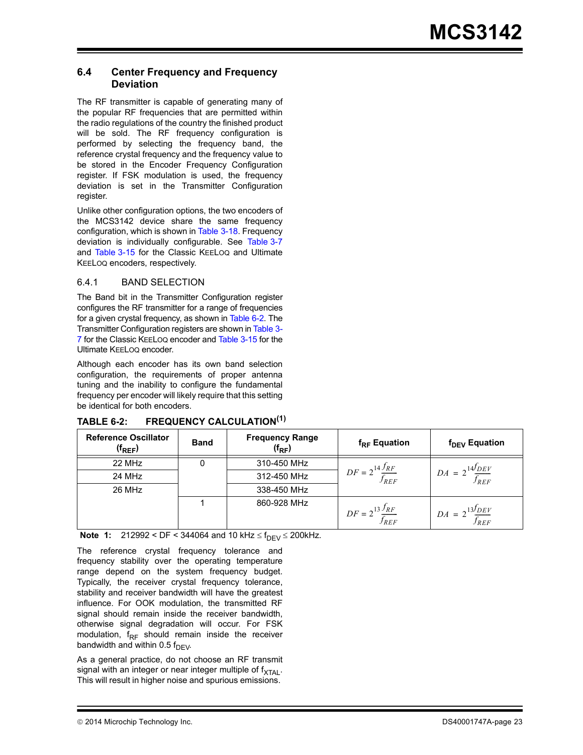## 6.4 Center Frequency and Frequency Deviation

The RF transmitter is capable of generating many of the popular RF frequencies that are permitted within the radio regulations of the country the finished product will be sold. The RF frequency configuration is performed by selecting the frequency band, the reference crystal frequency and the frequency value to be stored in the Encoder Frequency Configuration register. If FSK modulation is used, the frequency deviation is set in the Transmitter Configuration register.

Unlike other configuration options, the two encoders of the MCS3142 device share the same frequency configuration, which is shown in Table 3-18. Frequency deviation is individually configurable. See Table 3-7 and Table 3-15 for the Classic KEELOQ and Ultimate KEELOQ encoders, respectively.

### 6.4.1 BAND SELECTION

The Band bit in the Transmitter Configuration register configures the RF transmitter for a range of frequencies for a given crystal frequency, as shown in Table 6-2. The Transmitter Configuration registers are shown in Table 3-7 for the Classic KEELOQ encoder and Table 3-15 for the Ultimate KEELOQ encoder.

Although each encoder has its own band selection configuration, the requirements of proper antenna tuning and the inability to configure the fundamental frequency per encoder will likely require that this setting be identical for both encoders.

**TABLE 6-2: FREQUENCY CALCULATION(1)**

| Reference Oscillator ($f_{REF}$) | Band | Frequency Range ($f_{RF}$) | $f_{RF}$ Equation | $f_{DEV}$ Equation |
|---|---|---|---|---|
| 22 MHz | 0 | 310-450 MHz | $DF = 2^{14}\frac{f_{RF}}{f_{REF}}$ | $DA = 2^{14}\frac{f_{DEV}}{f_{REF}}$ |
| 24 MHz | | 312-450 MHz | | |
| 26 MHz | | 338-450 MHz | | |
| | 1 | 860-928 MHz | $DF = 2^{13}\frac{f_{RF}}{f_{REF}}$ | $DA = 2^{13}\frac{f_{DEV}}{f_{REF}}$ |

**Note 1:** $212992 < DF < 344064$ and $10\text{ kHz} \leq f_{DEV} \leq 200\text{kHz}$.

The reference crystal frequency tolerance and frequency stability over the operating temperature range depend on the system frequency budget. Typically, the receiver crystal frequency tolerance, stability and receiver bandwidth will have the greatest influence. For OOK modulation, the transmitted RF signal should remain inside the receiver bandwidth, otherwise signal degradation will occur. For FSK modulation, $f_{RF}$ should remain inside the receiver bandwidth and within 0.5 $f_{DEV}$.

As a general practice, do not choose an RF transmit signal with an integer or near integer multiple of $f_{XTAL}$. This will result in higher noise and spurious emissions.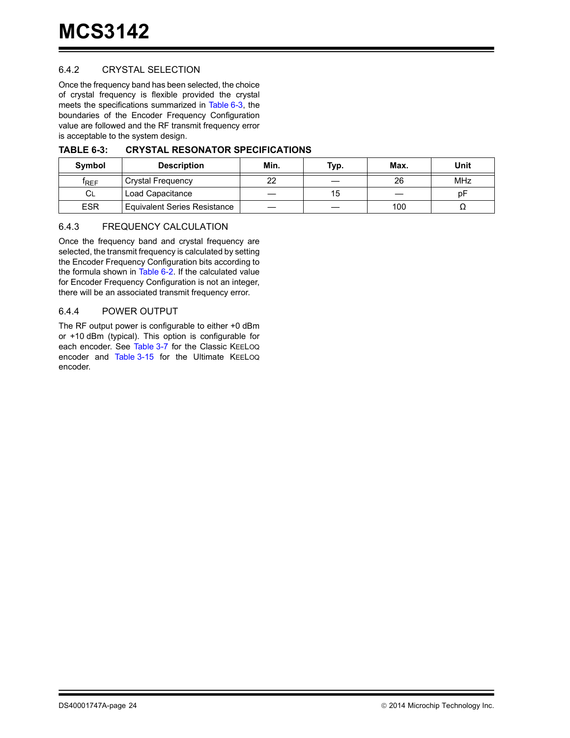### 6.4.2 CRYSTAL SELECTION

Once the frequency band has been selected, the choice of crystal frequency is flexible provided the crystal meets the specifications summarized in Table 6-3, the boundaries of the Encoder Frequency Configuration value are followed and the RF transmit frequency error is acceptable to the system design.

**TABLE 6-3: CRYSTAL RESONATOR SPECIFICATIONS**

| Symbol | Description | Min. | Typ. | Max. | Unit |
|---|---|---|---|---|---|
| $f_{REF}$ | Crystal Frequency | 22 | — | 26 | MHz |
| $C_L$ | Load Capacitance | — | 15 | — | pF |
| ESR | Equivalent Series Resistance | — | — | 100 | Ω |

### 6.4.3 FREQUENCY CALCULATION

Once the frequency band and crystal frequency are selected, the transmit frequency is calculated by setting the Encoder Frequency Configuration bits according to the formula shown in Table 6-2. If the calculated value for Encoder Frequency Configuration is not an integer, there will be an associated transmit frequency error.

### 6.4.4 POWER OUTPUT

The RF output power is configurable to either +0 dBm or +10 dBm (typical). This option is configurable for each encoder. See Table 3-7 for the Classic KEELOQ encoder and Table 3-15 for the Ultimate KEELOQ encoder.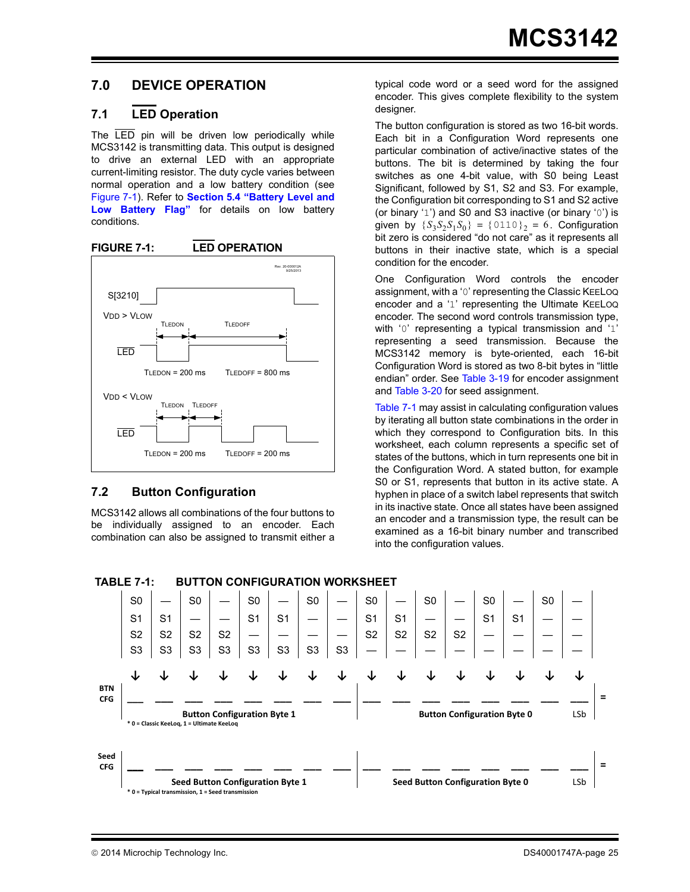## 7.0 DEVICE OPERATION

### 7.1 $\overline{\text{LED}}$ Operation

The $\overline{\text{LED}}$ pin will be driven low periodically while MCS3142 is transmitting data. This output is designed to drive an external LED with an appropriate current-limiting resistor. The duty cycle varies between normal operation and a low battery condition (see Figure 7-1). Refer to **Section 5.4 "Battery Level and Low Battery Flag"** for details on low battery conditions.

**FIGURE 7-1: $\overline{\text{LED}}$ OPERATION**

S[3210]

VDD > VLOW: TLEDON = 200 ms, TLEDOFF = 800 ms

VDD < VLOW: TLEDON = 200 ms, TLEDOFF = 200 ms

### 7.2 Button Configuration

MCS3142 allows all combinations of the four buttons to be individually assigned to an encoder. Each combination can also be assigned to transmit either a typical code word or a seed word for the assigned encoder. This gives complete flexibility to the system designer.

The button configuration is stored as two 16-bit words. Each bit in a Configuration Word represents one particular combination of active/inactive states of the buttons. The bit is determined by taking the four switches as one 4-bit value, with S0 being Least Significant, followed by S1, S2 and S3. For example, the Configuration bit corresponding to S1 and S2 active (or binary '1') and S0 and S3 inactive (or binary '0') is given by $\{S_3S_2S_1S_0\} = \{0110\}_2 = 6$. Configuration bit zero is considered "do not care" as it represents all buttons in their inactive state, which is a special condition for the encoder.

One Configuration Word controls the encoder assignment, with a '0' representing the Classic KEELOQ encoder and a '1' representing the Ultimate KEELOQ encoder. The second word controls transmission type, with '0' representing a typical transmission and '1' representing a seed transmission. Because the MCS3142 memory is byte-oriented, each 16-bit Configuration Word is stored as two 8-bit bytes in "little endian" order. See Table 3-19 for encoder assignment and Table 3-20 for seed assignment.

Table 7-1 may assist in calculating configuration values by iterating all button state combinations in the order in which they correspond to Configuration bits. In this worksheet, each column represents a specific set of states of the buttons, which in turn represents one bit in the Configuration Word. A stated button, for example S0 or S1, represents that button in its active state. A hyphen in place of a switch label represents that switch in its inactive state. Once all states have been assigned an encoder and a transmission type, the result can be examined as a 16-bit binary number and transcribed into the configuration values.

**TABLE 7-1: BUTTON CONFIGURATION WORKSHEET**

| | | | | | | | | | | | | | | | | | |
|---|---|---|---|---|---|---|---|---|---|---|---|---|---|---|---|---|---|
| | S0 | — | S0 | — | S0 | — | S0 | — | S0 | — | S0 | — | S0 | — | S0 | — | |
| | S1 | S1 | — | — | S1 | S1 | — | — | S1 | S1 | — | — | S1 | S1 | — | — | |
| | S2 | S2 | S2 | S2 | — | — | — | — | S2 | S2 | S2 | S2 | — | — | — | — | |
| | S3 | S3 | S3 | S3 | S3 | S3 | S3 | S3 | — | — | — | — | — | — | — | — | |
| | ↓ | ↓ | ↓ | ↓ | ↓ | ↓ | ↓ | ↓ | ↓ | ↓ | ↓ | ↓ | ↓ | ↓ | ↓ | ↓ | |
| **BTN CFG** | ___ | ___ | ___ | ___ | ___ | ___ | ___ | ___ | ___ | ___ | ___ | ___ | ___ | ___ | ___ | ___ | = |
| | **Button Configuration Byte 1** | | | | | | | | **Button Configuration Byte 0** | | | | | | | LSb | |
| | * 0 = Classic KeeLoq, 1 = Ultimate KeeLoq | | | | | | | | | | | | | | | | |
| **Seed CFG** | ___ | ___ | ___ | ___ | ___ | ___ | ___ | ___ | ___ | ___ | ___ | ___ | ___ | ___ | ___ | ___ | = |
| | **Seed Button Configuration Byte 1** | | | | | | | | **Seed Button Configuration Byte 0** | | | | | | | LSb | |
| | * 0 = Typical transmission, 1 = Seed transmission | | | | | | | | | | | | | | | | |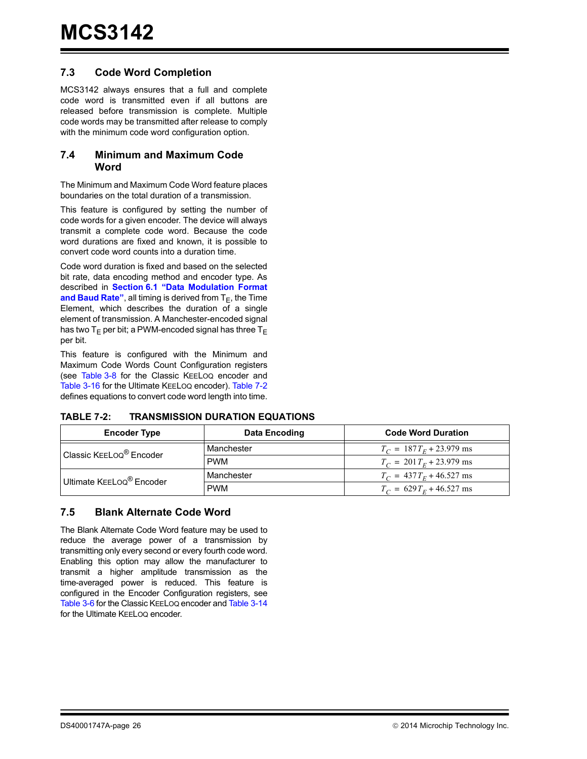## 7.3 Code Word Completion

MCS3142 always ensures that a full and complete code word is transmitted even if all buttons are released before transmission is complete. Multiple code words may be transmitted after release to comply with the minimum code word configuration option.

## 7.4 Minimum and Maximum Code Word

The Minimum and Maximum Code Word feature places boundaries on the total duration of a transmission.

This feature is configured by setting the number of code words for a given encoder. The device will always transmit a complete code word. Because the code word durations are fixed and known, it is possible to convert code word counts into a duration time.

Code word duration is fixed and based on the selected bit rate, data encoding method and encoder type. As described in **Section 6.1 "Data Modulation Format and Baud Rate"**, all timing is derived from $T_E$, the Time Element, which describes the duration of a single element of transmission. A Manchester-encoded signal has two $T_E$ per bit; a PWM-encoded signal has three $T_E$ per bit.

This feature is configured with the Minimum and Maximum Code Words Count Configuration registers (see Table 3-8 for the Classic KEELOQ encoder and Table 3-16 for the Ultimate KEELOQ encoder). Table 7-2 defines equations to convert code word length into time.

**TABLE 7-2: TRANSMISSION DURATION EQUATIONS**

| Encoder Type | Data Encoding | Code Word Duration |
|---|---|---|
| Classic KEELOQ® Encoder | Manchester | $T_C = 187T_E + 23.979\text{ ms}$ |
| | PWM | $T_C = 201T_E + 23.979\text{ ms}$ |
| Ultimate KEELOQ® Encoder | Manchester | $T_C = 437T_E + 46.527\text{ ms}$ |
| | PWM | $T_C = 629T_E + 46.527\text{ ms}$ |

## 7.5 Blank Alternate Code Word

The Blank Alternate Code Word feature may be used to reduce the average power of a transmission by transmitting only every second or every fourth code word. Enabling this option may allow the manufacturer to transmit a higher amplitude transmission as the time-averaged power is reduced. This feature is configured in the Encoder Configuration registers, see Table 3-6 for the Classic KEELOQ encoder and Table 3-14 for the Ultimate KEELOQ encoder.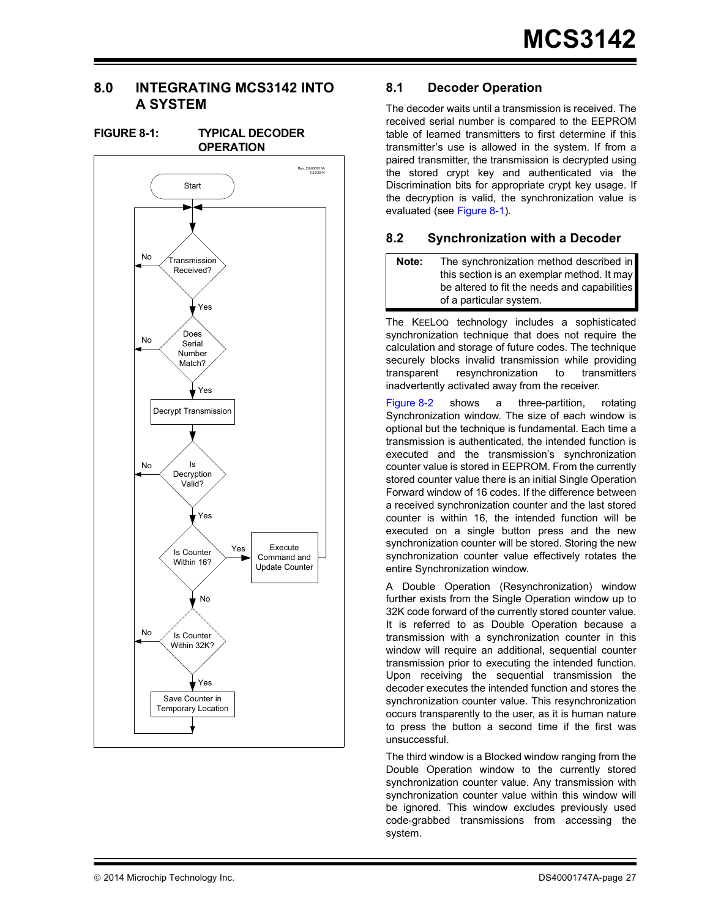## 8.0 INTEGRATING MCS3142 INTO A SYSTEM

**FIGURE 8-1: TYPICAL DECODER OPERATION**

## 8.1 Decoder Operation

The decoder waits until a transmission is received. The received serial number is compared to the EEPROM table of learned transmitters to first determine if this transmitter's use is allowed in the system. If from a paired transmitter, the transmission is decrypted using the stored crypt key and authenticated via the Discrimination bits for appropriate crypt key usage. If the decryption is valid, the synchronization value is evaluated (see Figure 8-1).

## 8.2 Synchronization with a Decoder

| **Note:** | The synchronization method described in this section is an exemplar method. It may be altered to fit the needs and capabilities of a particular system. |
|---|---|

The KEELOQ technology includes a sophisticated synchronization technique that does not require the calculation and storage of future codes. The technique securely blocks invalid transmission while providing transparent resynchronization to transmitters inadvertently activated away from the receiver.

Figure 8-2 shows a three-partition, rotating Synchronization window. The size of each window is optional but the technique is fundamental. Each time a transmission is authenticated, the intended function is executed and the transmission's synchronization counter value is stored in EEPROM. From the currently stored counter value there is an initial Single Operation Forward window of 16 codes. If the difference between a received synchronization counter and the last stored counter is within 16, the intended function will be executed on a single button press and the new synchronization counter will be stored. Storing the new synchronization counter value effectively rotates the entire Synchronization window.

A Double Operation (Resynchronization) window further exists from the Single Operation window up to 32K code forward of the currently stored counter value. It is referred to as Double Operation because a transmission with a synchronization counter in this window will require an additional, sequential counter transmission prior to executing the intended function. Upon receiving the sequential transmission the decoder executes the intended function and stores the synchronization counter value. This resynchronization occurs transparently to the user, as it is human nature to press the button a second time if the first was unsuccessful.

The third window is a Blocked window ranging from the Double Operation window to the currently stored synchronization counter value. Any transmission with synchronization counter value within this window will be ignored. This window excludes previously used code-grabbed transmissions from accessing the system.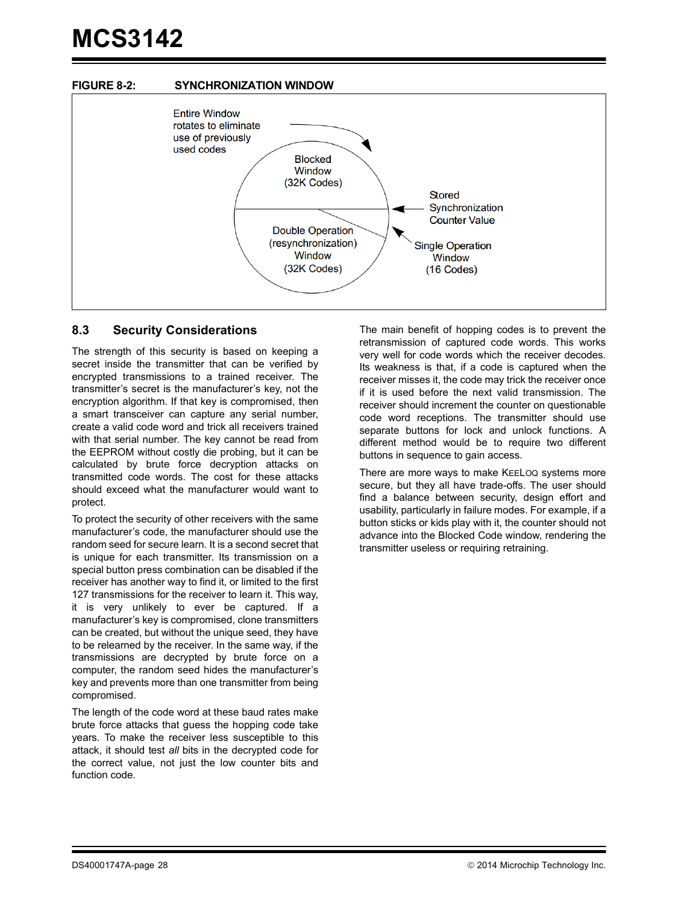**FIGURE 8-2: SYNCHRONIZATION WINDOW**

Entire Window rotates to eliminate use of previously used codes

Blocked Window (32K Codes)

Stored Synchronization Counter Value

Double Operation (resynchronization) Window (32K Codes)

Single Operation Window (16 Codes)

## 8.3 Security Considerations

The strength of this security is based on keeping a secret inside the transmitter that can be verified by encrypted transmissions to a trained receiver. The transmitter's secret is the manufacturer's key, not the encryption algorithm. If that key is compromised, then a smart transceiver can capture any serial number, create a valid code word and trick all receivers trained with that serial number. The key cannot be read from the EEPROM without costly die probing, but it can be calculated by brute force decryption attacks on transmitted code words. The cost for these attacks should exceed what the manufacturer would want to protect.

To protect the security of other receivers with the same manufacturer's code, the manufacturer should use the random seed for secure learn. It is a second secret that is unique for each transmitter. Its transmission on a special button press combination can be disabled if the receiver has another way to find it, or limited to the first 127 transmissions for the receiver to learn it. This way, it is very unlikely to ever be captured. If a manufacturer's key is compromised, clone transmitters can be created, but without the unique seed, they have to be relearned by the receiver. In the same way, if the transmissions are decrypted by brute force on a computer, the random seed hides the manufacturer's key and prevents more than one transmitter from being compromised.

The length of the code word at these baud rates make brute force attacks that guess the hopping code take years. To make the receiver less susceptible to this attack, it should test *all* bits in the decrypted code for the correct value, not just the low counter bits and function code.

The main benefit of hopping codes is to prevent the retransmission of captured code words. This works very well for code words which the receiver decodes. Its weakness is that, if a code is captured when the receiver misses it, the code may trick the receiver once if it is used before the next valid transmission. The receiver should increment the counter on questionable code word receptions. The transmitter should use separate buttons for lock and unlock functions. A different method would be to require two different buttons in sequence to gain access.

There are more ways to make KEELOQ systems more secure, but they all have trade-offs. The user should find a balance between security, design effort and usability, particularly in failure modes. For example, if a button sticks or kids play with it, the counter should not advance into the Blocked Code window, rendering the transmitter useless or requiring retraining.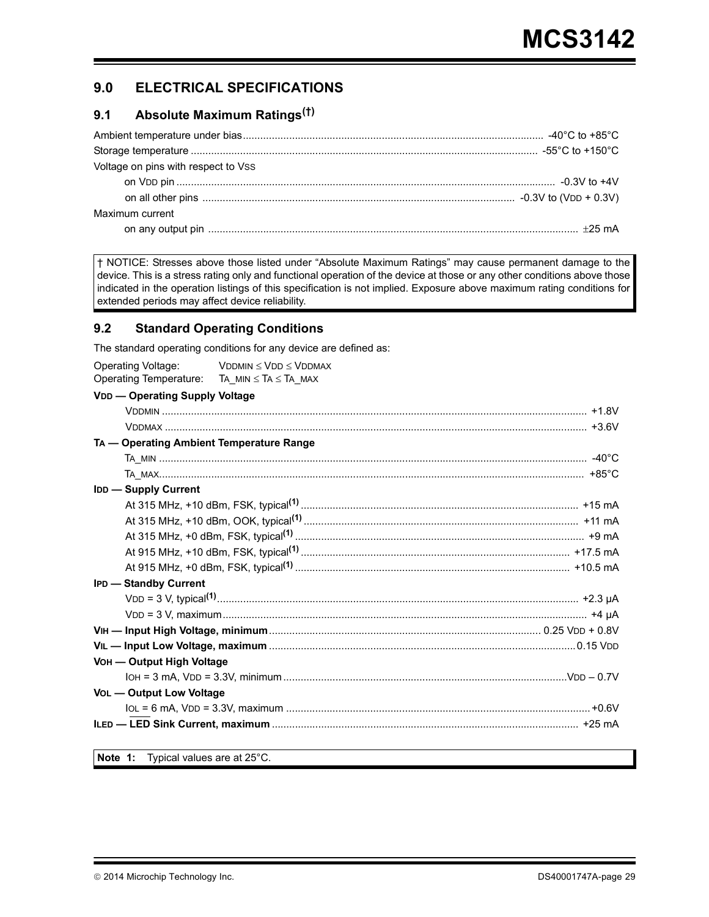## 9.0 ELECTRICAL SPECIFICATIONS

### 9.1 Absolute Maximum Ratings(†)

| Parameter | Rating |
|---|---|
| Ambient temperature under bias | -40°C to +85°C |
| Storage temperature | -55°C to +150°C |
| Voltage on pins with respect to $V_{SS}$ | |
| on $V_{DD}$ pin | -0.3V to +4V |
| on all other pins | -0.3V to ($V_{DD}$ + 0.3V) |
| Maximum current | |
| on any output pin | ±25 mA |

† NOTICE: Stresses above those listed under "Absolute Maximum Ratings" may cause permanent damage to the device. This is a stress rating only and functional operation of the device at those or any other conditions above those indicated in the operation listings of this specification is not implied. Exposure above maximum rating conditions for extended periods may affect device reliability.

### 9.2 Standard Operating Conditions

The standard operating conditions for any device are defined as:

Operating Voltage: $V_{DDMIN} \leq V_{DD} \leq V_{DDMAX}$
Operating Temperature: $T_{A\_MIN} \leq T_A \leq T_{A\_MAX}$

| Parameter | Value |
|---|---|
| **$V_{DD}$ — Operating Supply Voltage** | |
| $V_{DDMIN}$ | +1.8V |
| $V_{DDMAX}$ | +3.6V |
| **$T_A$ — Operating Ambient Temperature Range** | |
| $T_{A\_MIN}$ | -40°C |
| $T_{A\_MAX}$ | +85°C |
| **$I_{DD}$ — Supply Current** | |
| At 315 MHz, +10 dBm, FSK, typical(1) | +15 mA |
| At 315 MHz, +10 dBm, OOK, typical(1) | +11 mA |
| At 315 MHz, +0 dBm, FSK, typical(1) | +9 mA |
| At 915 MHz, +10 dBm, FSK, typical(1) | +17.5 mA |
| At 915 MHz, +0 dBm, FSK, typical(1) | +10.5 mA |
| **$I_{PD}$ — Standby Current** | |
| $V_{DD}$ = 3 V, typical(1) | +2.3 µA |
| $V_{DD}$ = 3 V, maximum | +4 µA |
| **$V_{IH}$ — Input High Voltage, minimum** | 0.25 $V_{DD}$ + 0.8V |
| **$V_{IL}$ — Input Low Voltage, maximum** | 0.15 $V_{DD}$ |
| **$V_{OH}$ — Output High Voltage** | |
| $I_{OH}$ = 3 mA, $V_{DD}$ = 3.3V, minimum | $V_{DD}$ – 0.7V |
| **$V_{OL}$ — Output Low Voltage** | |
| $I_{OL}$ = 6 mA, $V_{DD}$ = 3.3V, maximum | +0.6V |
| **$I_{LED}$ — $\overline{\text{LED}}$ Sink Current, maximum** | +25 mA |

**Note 1:** Typical values are at 25°C.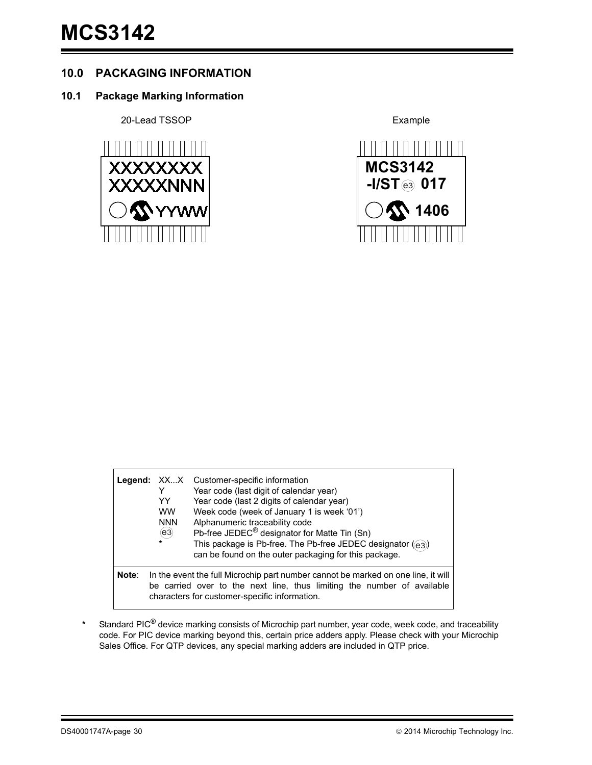## 10.0 PACKAGING INFORMATION

### 10.1 Package Marking Information

20-Lead TSSOP

```
XXXXXXXX
XXXXXNNN
YYWW
```

Example

```
MCS3142
-I/ST e3 017
1406
```

| Legend: | | |
|---|---|---|
| | XX...X | Customer-specific information |
| | Y | Year code (last digit of calendar year) |
| | YY | Year code (last 2 digits of calendar year) |
| | WW | Week code (week of January 1 is week ‘01’) |
| | NNN | Alphanumeric traceability code |
| | (e3) | Pb-free JEDEC® designator for Matte Tin (Sn) |
| | * | This package is Pb-free. The Pb-free JEDEC designator ((e3)) can be found on the outer packaging for this package. |

**Note**: In the event the full Microchip part number cannot be marked on one line, it will be carried over to the next line, thus limiting the number of available characters for customer-specific information.

* Standard PIC® device marking consists of Microchip part number, year code, week code, and traceability code. For PIC device marking beyond this, certain price adders apply. Please check with your Microchip Sales Office. For QTP devices, any special marking adders are included in QTP price.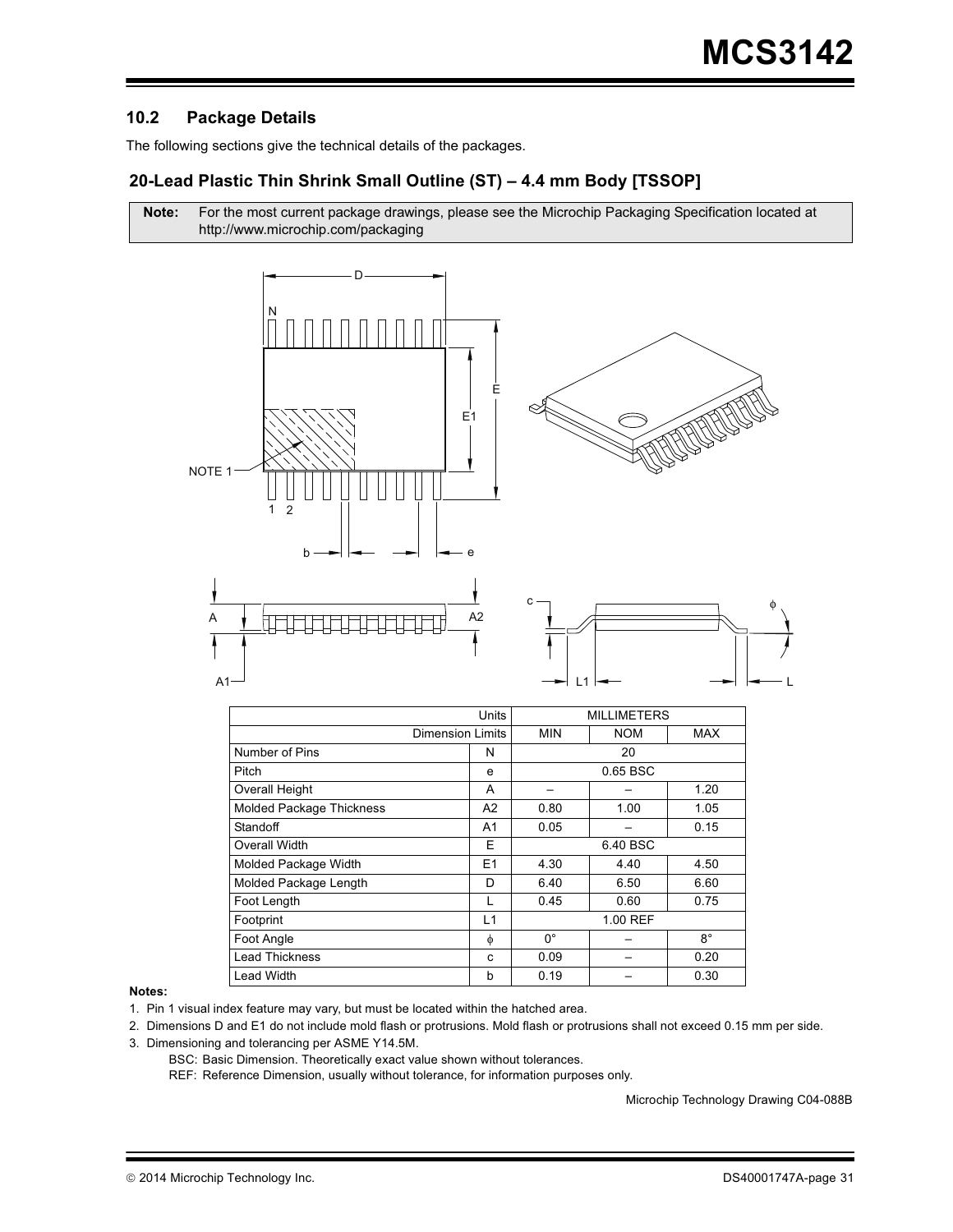## 10.2 Package Details

The following sections give the technical details of the packages.

### 20-Lead Plastic Thin Shrink Small Outline (ST) – 4.4 mm Body [TSSOP]

**Note:** For the most current package drawings, please see the Microchip Packaging Specification located at http://www.microchip.com/packaging

| Units | | MILLIMETERS | | |
|---|---|---|---|---|
| Dimension Limits | | MIN | NOM | MAX |
| Number of Pins | N | 20 | | |
| Pitch | e | 0.65 BSC | | |
| Overall Height | A | – | – | 1.20 |
| Molded Package Thickness | A2 | 0.80 | 1.00 | 1.05 |
| Standoff | A1 | 0.05 | – | 0.15 |
| Overall Width | E | 6.40 BSC | | |
| Molded Package Width | E1 | 4.30 | 4.40 | 4.50 |
| Molded Package Length | D | 6.40 | 6.50 | 6.60 |
| Foot Length | L | 0.45 | 0.60 | 0.75 |
| Footprint | L1 | 1.00 REF | | |
| Foot Angle | φ | 0° | – | 8° |
| Lead Thickness | c | 0.09 | – | 0.20 |
| Lead Width | b | 0.19 | – | 0.30 |

**Notes:**

1. Pin 1 visual index feature may vary, but must be located within the hatched area.
2. Dimensions D and E1 do not include mold flash or protrusions. Mold flash or protrusions shall not exceed 0.15 mm per side.
3. Dimensioning and tolerancing per ASME Y14.5M.

   BSC: Basic Dimension. Theoretically exact value shown without tolerances.

   REF: Reference Dimension, usually without tolerance, for information purposes only.

Microchip Technology Drawing C04-088B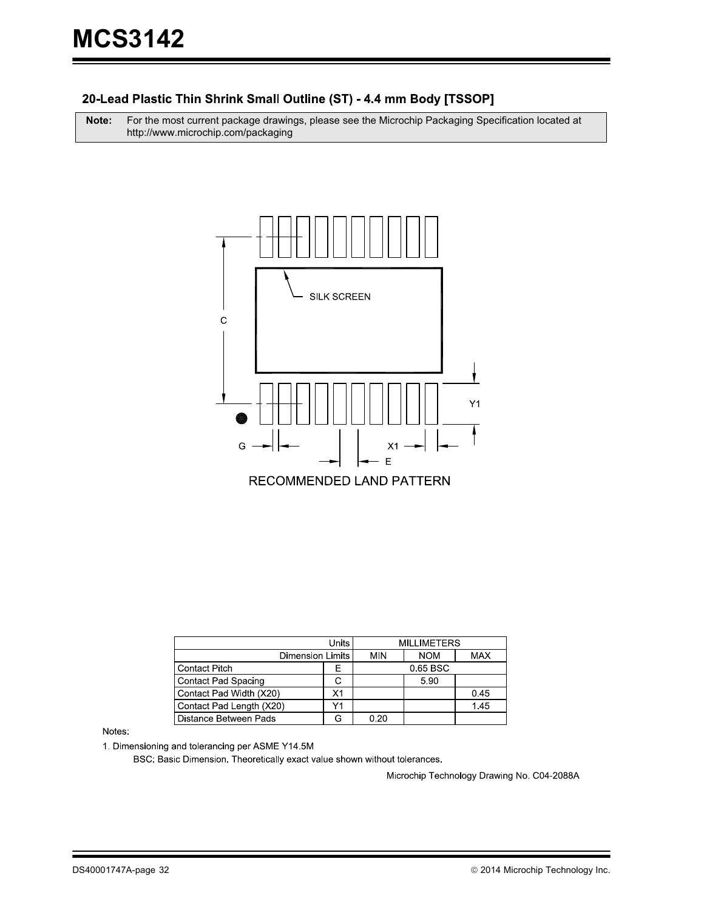## 20-Lead Plastic Thin Shrink Small Outline (ST) - 4.4 mm Body [TSSOP]

| **Note:** | For the most current package drawings, please see the Microchip Packaging Specification located at http://www.microchip.com/packaging |
|---|---|

SILK SCREEN

C

Y1

G

X1

E

RECOMMENDED LAND PATTERN

| Units | | MILLIMETERS | | |
|---|---|---|---|---|
| Dimension Limits | | MIN | NOM | MAX |
| Contact Pitch | E | | 0.65 BSC | |
| Contact Pad Spacing | C | | 5.90 | |
| Contact Pad Width (X20) | X1 | | | 0.45 |
| Contact Pad Length (X20) | Y1 | | | 1.45 |
| Distance Between Pads | G | 0.20 | | |

Notes:

1. Dimensioning and tolerancing per ASME Y14.5M

   BSC: Basic Dimension. Theoretically exact value shown without tolerances.

Microchip Technology Drawing No. C04-2088A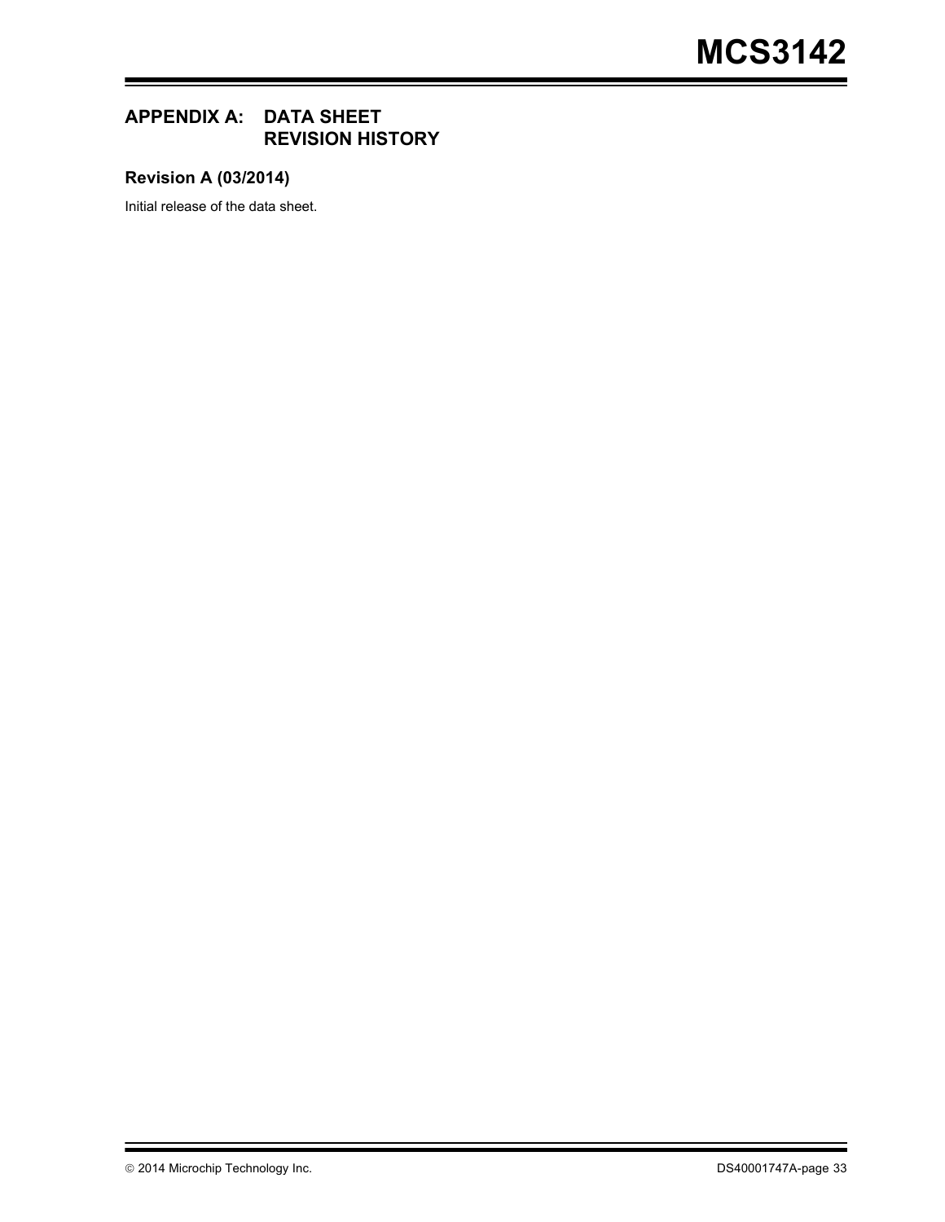## APPENDIX A: DATA SHEET REVISION HISTORY

### Revision A (03/2014)

Initial release of the data sheet.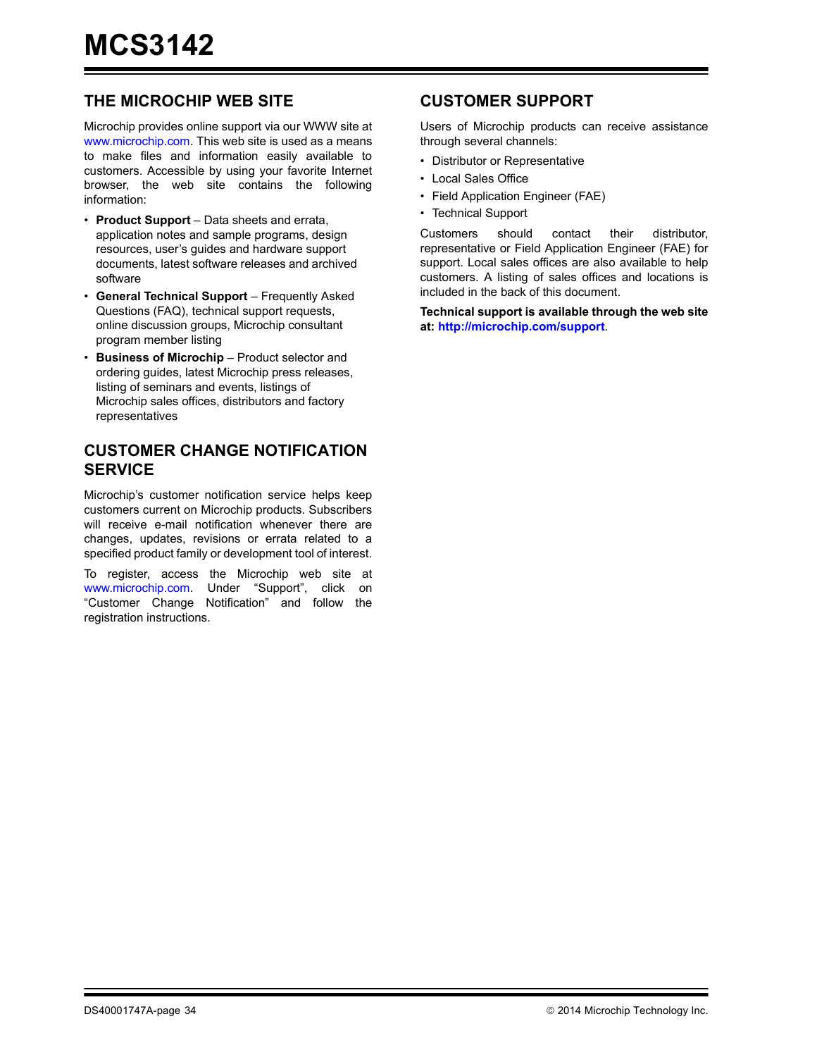## THE MICROCHIP WEB SITE

Microchip provides online support via our WWW site at www.microchip.com. This web site is used as a means to make files and information easily available to customers. Accessible by using your favorite Internet browser, the web site contains the following information:

- **Product Support** – Data sheets and errata, application notes and sample programs, design resources, user's guides and hardware support documents, latest software releases and archived software
- **General Technical Support** – Frequently Asked Questions (FAQ), technical support requests, online discussion groups, Microchip consultant program member listing
- **Business of Microchip** – Product selector and ordering guides, latest Microchip press releases, listing of seminars and events, listings of Microchip sales offices, distributors and factory representatives

## CUSTOMER CHANGE NOTIFICATION SERVICE

Microchip's customer notification service helps keep customers current on Microchip products. Subscribers will receive e-mail notification whenever there are changes, updates, revisions or errata related to a specified product family or development tool of interest.

To register, access the Microchip web site at www.microchip.com. Under "Support", click on "Customer Change Notification" and follow the registration instructions.

## CUSTOMER SUPPORT

Users of Microchip products can receive assistance through several channels:

- Distributor or Representative
- Local Sales Office
- Field Application Engineer (FAE)
- Technical Support

Customers should contact their distributor, representative or Field Application Engineer (FAE) for support. Local sales offices are also available to help customers. A listing of sales offices and locations is included in the back of this document.

**Technical support is available through the web site at: http://microchip.com/support.**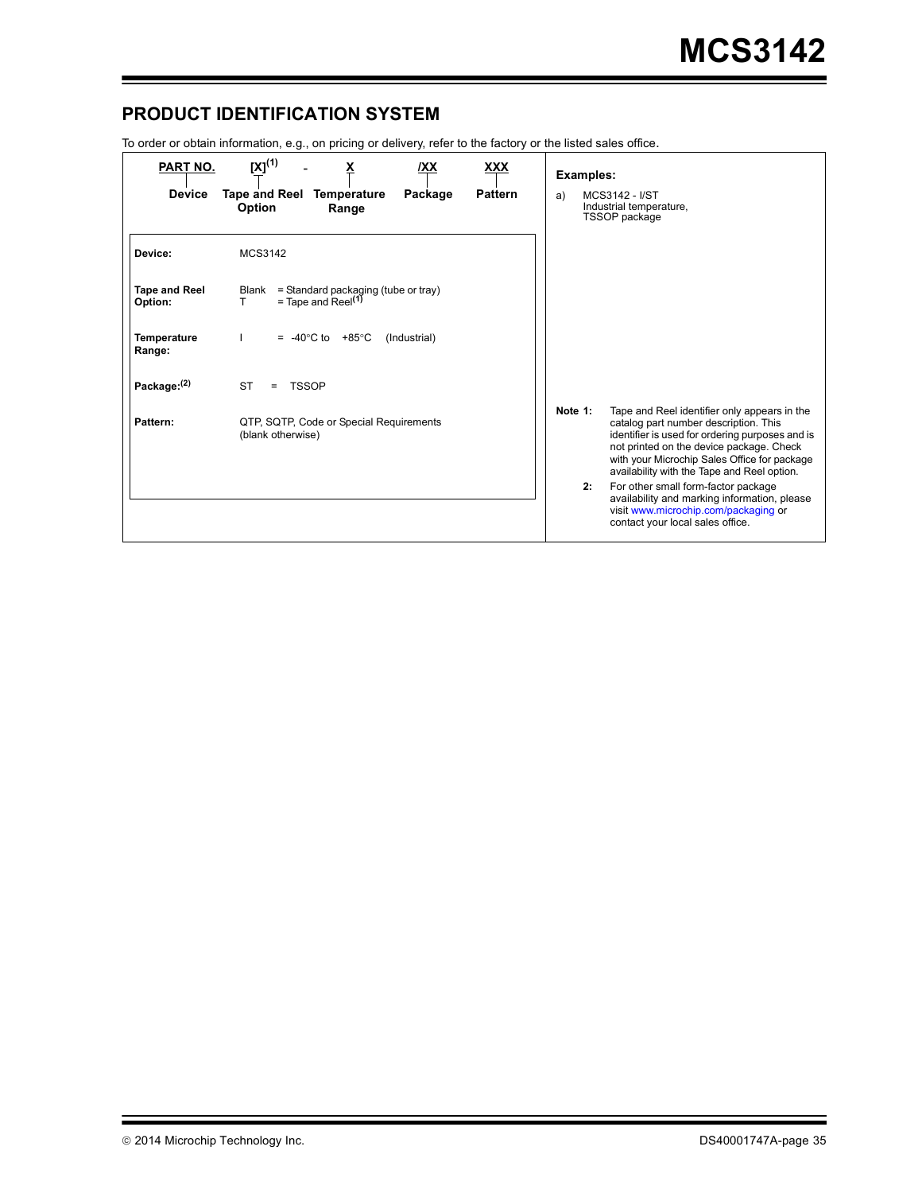## PRODUCT IDENTIFICATION SYSTEM

To order or obtain information, e.g., on pricing or delivery, refer to the factory or the listed sales office.

| PART NO. | [X][(1)] | - | X | /XX | XXX |
|---|---|---|---|---|---|
| Device | Tape and Reel Option | | Temperature Range | Package | Pattern |

| | |
|---|---|
| **Device:** | MCS3142 |
| **Tape and Reel Option:** | Blank = Standard packaging (tube or tray)<br>T = Tape and Reel[(1)] |
| **Temperature Range:** | I = -40°C to +85°C (Industrial) |
| **Package:[(2)]** | ST = TSSOP |
| **Pattern:** | QTP, SQTP, Code or Special Requirements (blank otherwise) |

**Examples:**

a) MCS3142 - I/ST
Industrial temperature,
TSSOP package

**Note 1:** Tape and Reel identifier only appears in the catalog part number description. This identifier is used for ordering purposes and is not printed on the device package. Check with your Microchip Sales Office for package availability with the Tape and Reel option.

**2:** For other small form-factor package availability and marking information, please visit www.microchip.com/packaging or contact your local sales office.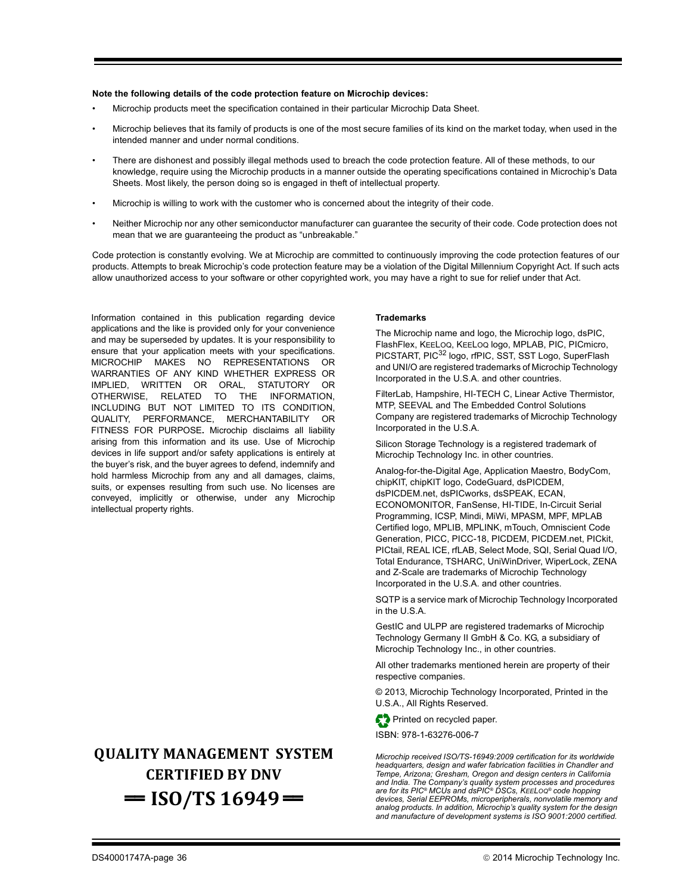**Note the following details of the code protection feature on Microchip devices:**

- Microchip products meet the specification contained in their particular Microchip Data Sheet.
- Microchip believes that its family of products is one of the most secure families of its kind on the market today, when used in the intended manner and under normal conditions.
- There are dishonest and possibly illegal methods used to breach the code protection feature. All of these methods, to our knowledge, require using the Microchip products in a manner outside the operating specifications contained in Microchip's Data Sheets. Most likely, the person doing so is engaged in theft of intellectual property.
- Microchip is willing to work with the customer who is concerned about the integrity of their code.
- Neither Microchip nor any other semiconductor manufacturer can guarantee the security of their code. Code protection does not mean that we are guaranteeing the product as "unbreakable."

Code protection is constantly evolving. We at Microchip are committed to continuously improving the code protection features of our products. Attempts to break Microchip's code protection feature may be a violation of the Digital Millennium Copyright Act. If such acts allow unauthorized access to your software or other copyrighted work, you may have a right to sue for relief under that Act.

Information contained in this publication regarding device applications and the like is provided only for your convenience and may be superseded by updates. It is your responsibility to ensure that your application meets with your specifications. MICROCHIP MAKES NO REPRESENTATIONS OR WARRANTIES OF ANY KIND WHETHER EXPRESS OR IMPLIED, WRITTEN OR ORAL, STATUTORY OR OTHERWISE, RELATED TO THE INFORMATION, INCLUDING BUT NOT LIMITED TO ITS CONDITION, QUALITY, PERFORMANCE, MERCHANTABILITY OR FITNESS FOR PURPOSE**.** Microchip disclaims all liability arising from this information and its use. Use of Microchip devices in life support and/or safety applications is entirely at the buyer's risk, and the buyer agrees to defend, indemnify and hold harmless Microchip from any and all damages, claims, suits, or expenses resulting from such use. No licenses are conveyed, implicitly or otherwise, under any Microchip intellectual property rights.

**QUALITY MANAGEMENT SYSTEM CERTIFIED BY DNV**

**== ISO/TS 16949 ==**

**Trademarks**

The Microchip name and logo, the Microchip logo, dsPIC, FlashFlex, KEELOQ, KEELOQ logo, MPLAB, PIC, PICmicro, PICSTART, PIC[32] logo, rfPIC, SST, SST Logo, SuperFlash and UNI/O are registered trademarks of Microchip Technology Incorporated in the U.S.A. and other countries.

FilterLab, Hampshire, HI-TECH C, Linear Active Thermistor, MTP, SEEVAL and The Embedded Control Solutions Company are registered trademarks of Microchip Technology Incorporated in the U.S.A.

Silicon Storage Technology is a registered trademark of Microchip Technology Inc. in other countries.

Analog-for-the-Digital Age, Application Maestro, BodyCom, chipKIT, chipKIT logo, CodeGuard, dsPICDEM, dsPICDEM.net, dsPICworks, dsSPEAK, ECAN, ECONOMONITOR, FanSense, HI-TIDE, In-Circuit Serial Programming, ICSP, Mindi, MiWi, MPASM, MPF, MPLAB Certified logo, MPLIB, MPLINK, mTouch, Omniscient Code Generation, PICC, PICC-18, PICDEM, PICDEM.net, PICkit, PICtail, REAL ICE, rfLAB, Select Mode, SQI, Serial Quad I/O, Total Endurance, TSHARC, UniWinDriver, WiperLock, ZENA and Z-Scale are trademarks of Microchip Technology Incorporated in the U.S.A. and other countries.

SQTP is a service mark of Microchip Technology Incorporated in the U.S.A.

GestIC and ULPP are registered trademarks of Microchip Technology Germany II GmbH & Co. KG, a subsidiary of Microchip Technology Inc., in other countries.

All other trademarks mentioned herein are property of their respective companies.

© 2013, Microchip Technology Incorporated, Printed in the U.S.A., All Rights Reserved.

Printed on recycled paper.

ISBN: 978-1-63276-006-7

*Microchip received ISO/TS-16949:2009 certification for its worldwide headquarters, design and wafer fabrication facilities in Chandler and Tempe, Arizona; Gresham, Oregon and design centers in California and India. The Company's quality system processes and procedures are for its PIC® MCUs and dsPIC® DSCs, KEELOQ® code hopping devices, Serial EEPROMs, microperipherals, nonvolatile memory and analog products. In addition, Microchip's quality system for the design and manufacture of development systems is ISO 9001:2000 certified.*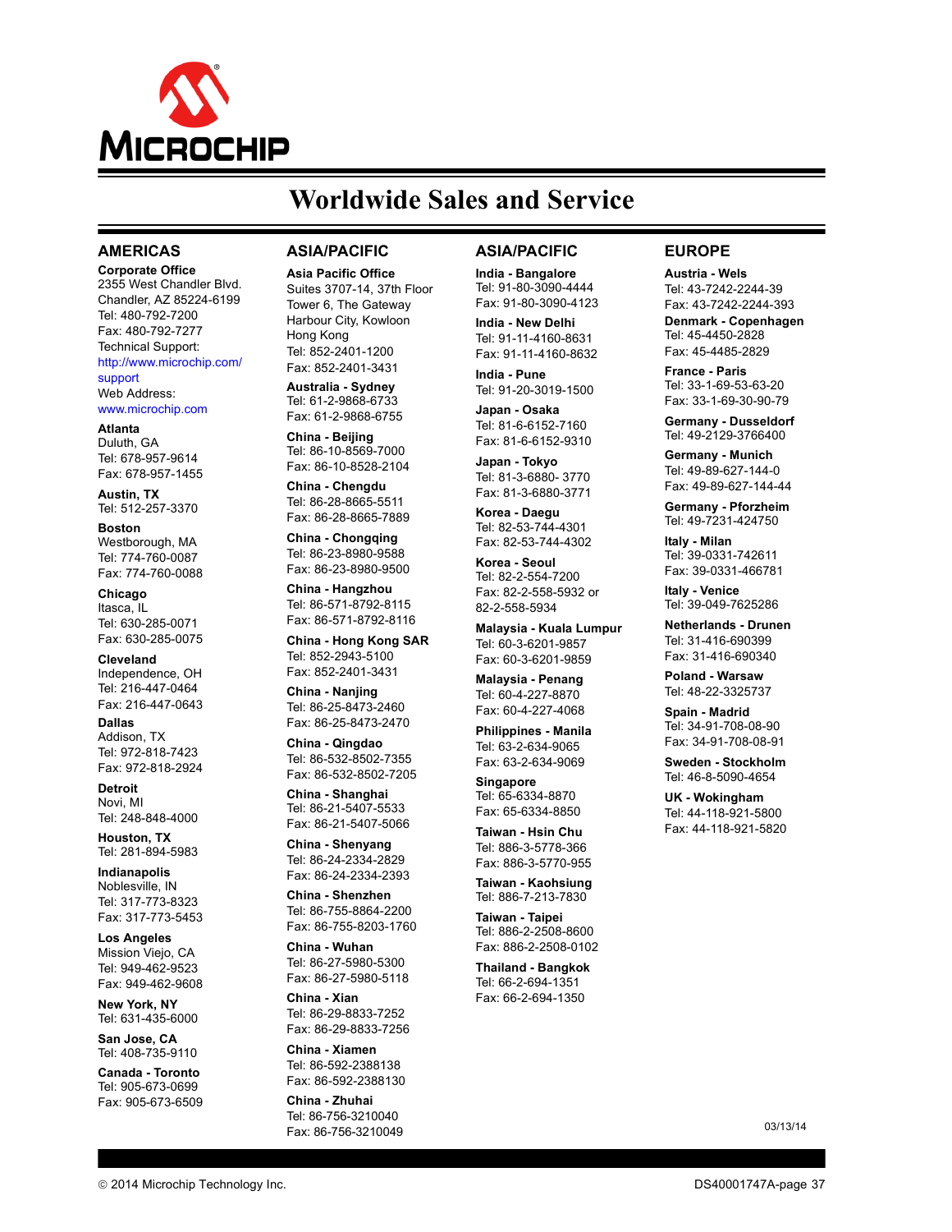# Worldwide Sales and Service

## AMERICAS

**Corporate Office**
2355 West Chandler Blvd.
Chandler, AZ 85224-6199
Tel: 480-792-7200
Fax: 480-792-7277
Technical Support:
http://www.microchip.com/support
Web Address:
www.microchip.com

**Atlanta**
Duluth, GA
Tel: 678-957-9614
Fax: 678-957-1455

**Austin, TX**
Tel: 512-257-3370

**Boston**
Westborough, MA
Tel: 774-760-0087
Fax: 774-760-0088

**Chicago**
Itasca, IL
Tel: 630-285-0071
Fax: 630-285-0075

**Cleveland**
Independence, OH
Tel: 216-447-0464
Fax: 216-447-0643

**Dallas**
Addison, TX
Tel: 972-818-7423
Fax: 972-818-2924

**Detroit**
Novi, MI
Tel: 248-848-4000

**Houston, TX**
Tel: 281-894-5983

**Indianapolis**
Noblesville, IN
Tel: 317-773-8323
Fax: 317-773-5453

**Los Angeles**
Mission Viejo, CA
Tel: 949-462-9523
Fax: 949-462-9608

**New York, NY**
Tel: 631-435-6000

**San Jose, CA**
Tel: 408-735-9110

**Canada - Toronto**
Tel: 905-673-0699
Fax: 905-673-6509

## ASIA/PACIFIC

**Asia Pacific Office**
Suites 3707-14, 37th Floor
Tower 6, The Gateway
Harbour City, Kowloon
Hong Kong
Tel: 852-2401-1200
Fax: 852-2401-3431

**Australia - Sydney**
Tel: 61-2-9868-6733
Fax: 61-2-9868-6755

**China - Beijing**
Tel: 86-10-8569-7000
Fax: 86-10-8528-2104

**China - Chengdu**
Tel: 86-28-8665-5511
Fax: 86-28-8665-7889

**China - Chongqing**
Tel: 86-23-8980-9588
Fax: 86-23-8980-9500

**China - Hangzhou**
Tel: 86-571-8792-8115
Fax: 86-571-8792-8116

**China - Hong Kong SAR**
Tel: 852-2943-5100
Fax: 852-2401-3431

**China - Nanjing**
Tel: 86-25-8473-2460
Fax: 86-25-8473-2470

**China - Qingdao**
Tel: 86-532-8502-7355
Fax: 86-532-8502-7205

**China - Shanghai**
Tel: 86-21-5407-5533
Fax: 86-21-5407-5066

**China - Shenyang**
Tel: 86-24-2334-2829
Fax: 86-24-2334-2393

**China - Shenzhen**
Tel: 86-755-8864-2200
Fax: 86-755-8203-1760

**China - Wuhan**
Tel: 86-27-5980-5300
Fax: 86-27-5980-5118

**China - Xian**
Tel: 86-29-8833-7252
Fax: 86-29-8833-7256

**China - Xiamen**
Tel: 86-592-2388138
Fax: 86-592-2388130

**China - Zhuhai**
Tel: 86-756-3210040
Fax: 86-756-3210049

## ASIA/PACIFIC

**India - Bangalore**
Tel: 91-80-3090-4444
Fax: 91-80-3090-4123

**India - New Delhi**
Tel: 91-11-4160-8631
Fax: 91-11-4160-8632

**India - Pune**
Tel: 91-20-3019-1500

**Japan - Osaka**
Tel: 81-6-6152-7160
Fax: 81-6-6152-9310

**Japan - Tokyo**
Tel: 81-3-6880- 3770
Fax: 81-3-6880-3771

**Korea - Daegu**
Tel: 82-53-744-4301
Fax: 82-53-744-4302

**Korea - Seoul**
Tel: 82-2-554-7200
Fax: 82-2-558-5932 or
82-2-558-5934

**Malaysia - Kuala Lumpur**
Tel: 60-3-6201-9857
Fax: 60-3-6201-9859

**Malaysia - Penang**
Tel: 60-4-227-8870
Fax: 60-4-227-4068

**Philippines - Manila**
Tel: 63-2-634-9065
Fax: 63-2-634-9069

**Singapore**
Tel: 65-6334-8870
Fax: 65-6334-8850

**Taiwan - Hsin Chu**
Tel: 886-3-5778-366
Fax: 886-3-5770-955

**Taiwan - Kaohsiung**
Tel: 886-7-213-7830

**Taiwan - Taipei**
Tel: 886-2-2508-8600
Fax: 886-2-2508-0102

**Thailand - Bangkok**
Tel: 66-2-694-1351
Fax: 66-2-694-1350

## EUROPE

**Austria - Wels**
Tel: 43-7242-2244-39
Fax: 43-7242-2244-393

**Denmark - Copenhagen**
Tel: 45-4450-2828
Fax: 45-4485-2829

**France - Paris**
Tel: 33-1-69-53-63-20
Fax: 33-1-69-30-90-79

**Germany - Dusseldorf**
Tel: 49-2129-3766400

**Germany - Munich**
Tel: 49-89-627-144-0
Fax: 49-89-627-144-44

**Germany - Pforzheim**
Tel: 49-7231-424750

**Italy - Milan**
Tel: 39-0331-742611
Fax: 39-0331-466781

**Italy - Venice**
Tel: 39-049-7625286

**Netherlands - Drunen**
Tel: 31-416-690399
Fax: 31-416-690340

**Poland - Warsaw**
Tel: 48-22-3325737

**Spain - Madrid**
Tel: 34-91-708-08-90
Fax: 34-91-708-08-91

**Sweden - Stockholm**
Tel: 46-8-5090-4654

**UK - Wokingham**
Tel: 44-118-921-5800
Fax: 44-118-921-5820

03/13/14